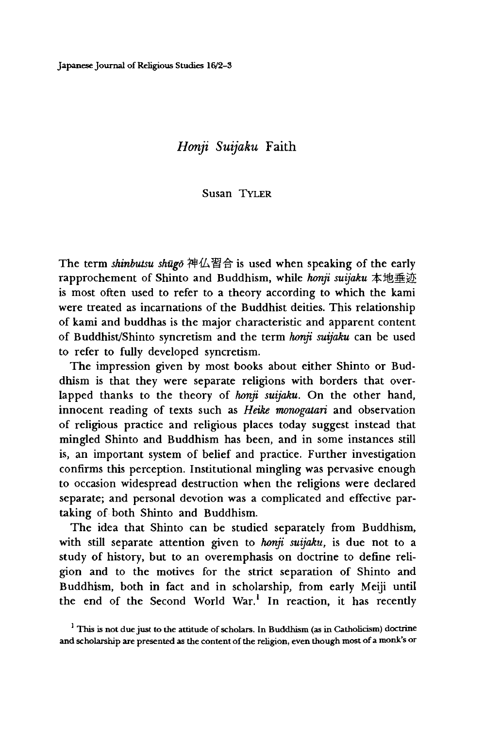# *Honji Suijaku* Faith

Susan TYLER

The term *shinbutsu shūgō* 神仏習合 is used when speaking of the early rapprochement of Shinto and Buddhism, while *honji suijaku* 本地垂迹 is most often used to refer to a theory according to which the kami were treated as incarnations of the Buddhist deities. This relationship of kami and buddhas is the major characteristic and apparent content of Buddhist/Shinto syncretism and the term *honji suijaku* can be used to refer to fully developed syncretism.

The impression given by most books about either Shinto or Buddhism is that they were separate religions with borders that overlapped thanks to the theory of *honji suijaku*. On the other hand, innocent reading of texts such as *Heike monogatari* and observation of religious practice and religious places today suggest instead that mingled Shinto and Buddhism has been, and in some instances still is, an important system of belief and practice. Further investigation confirms this perception. Institutional mingling was pervasive enough to occasion widespread destruction when the religions were declared separate; and personal devotion was a complicated and effective partaking of both Shinto and Buddhism.

The idea that Shinto can be studied separately from Buddhism, with still separate attention given to *honji suijaku*, is due not to a study of history, but to an overemphasis on doctrine to define religion and to the motives for the strict separation of Shinto and Buddhism, both in fact and in scholarship, from early Meiji until the end of the Second World War.[1] In reaction, it has recently

[1] This is not due just to the attitude of scholars. In Buddhism (as in Catholicism) doctrine and scholarship are presented as the content of the religion, even though most of a monk's or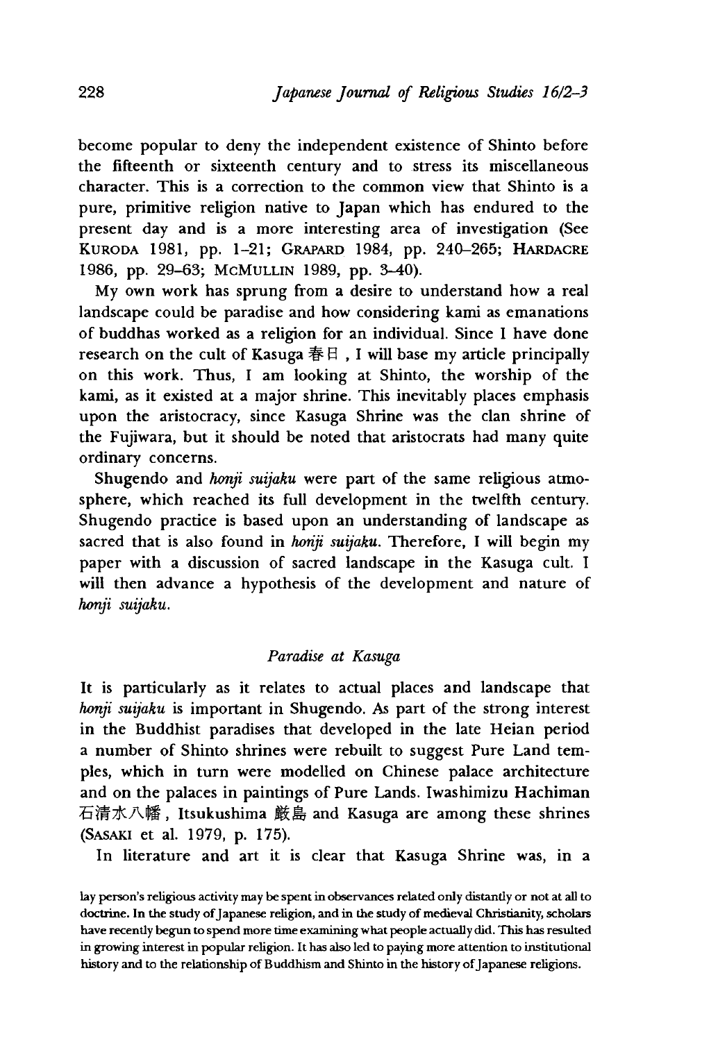become popular to deny the independent existence of Shinto before the fifteenth or sixteenth century and to stress its miscellaneous character. This is a correction to the common view that Shinto is a pure, primitive religion native to Japan which has endured to the present day and is a more interesting area of investigation (See KURODA 1981, pp. 1–21; GRAPARD 1984, pp. 240–265; HARDACRE 1986, pp. 29–63; MCMULLIN 1989, pp. 3–40).

My own work has sprung from a desire to understand how a real landscape could be paradise and how considering kami as emanations of buddhas worked as a religion for an individual. Since I have done research on the cult of Kasuga 春日, I will base my article principally on this work. Thus, I am looking at Shinto, the worship of the kami, as it existed at a major shrine. This inevitably places emphasis upon the aristocracy, since Kasuga Shrine was the clan shrine of the Fujiwara, but it should be noted that aristocrats had many quite ordinary concerns.

Shugendo and *honji suijaku* were part of the same religious atmosphere, which reached its full development in the twelfth century. Shugendo practice is based upon an understanding of landscape as sacred that is also found in *honji suijaku*. Therefore, I will begin my paper with a discussion of sacred landscape in the Kasuga cult. I will then advance a hypothesis of the development and nature of *honji suijaku*.

## *Paradise at Kasuga*

It is particularly as it relates to actual places and landscape that *honji suijaku* is important in Shugendo. As part of the strong interest in the Buddhist paradises that developed in the late Heian period a number of Shinto shrines were rebuilt to suggest Pure Land temples, which in turn were modelled on Chinese palace architecture and on the palaces in paintings of Pure Lands. Iwashimizu Hachiman 石清水八幡, Itsukushima 厳島 and Kasuga are among these shrines (SASAKI et al. 1979, p. 175).

In literature and art it is clear that Kasuga Shrine was, in a

lay person's religious activity may be spent in observances related only distantly or not at all to doctrine. In the study of Japanese religion, and in the study of medieval Christianity, scholars have recently begun to spend more time examining what people actually did. This has resulted in growing interest in popular religion. It has also led to paying more attention to institutional history and to the relationship of Buddhism and Shinto in the history of Japanese religions.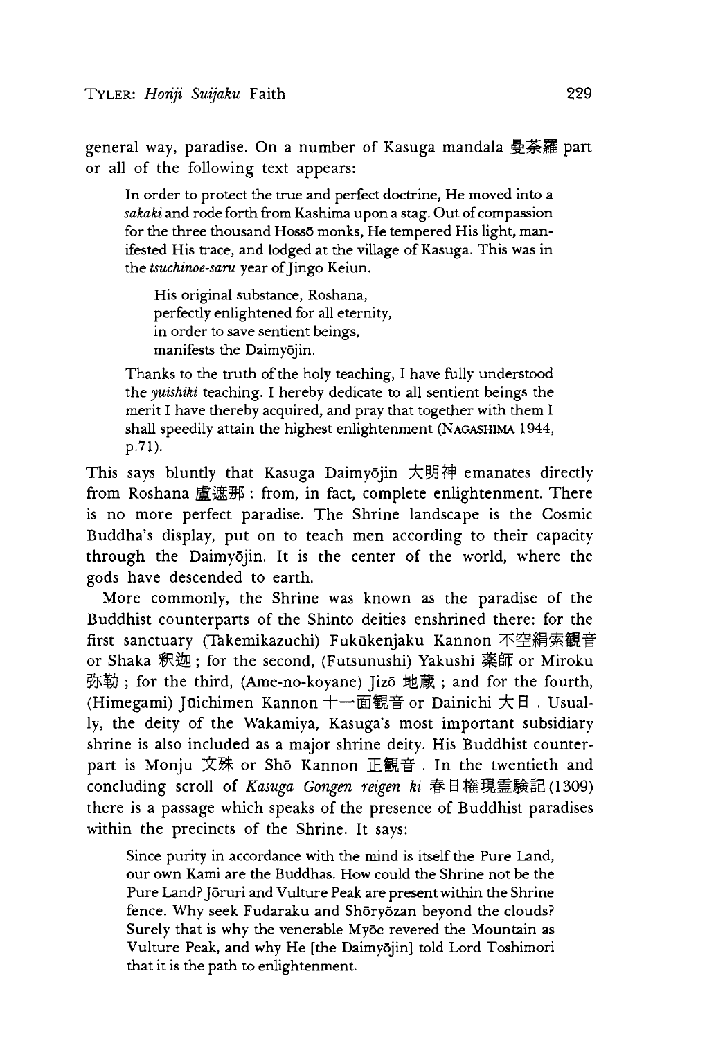general way, paradise. On a number of Kasuga mandala 曼荼羅 part or all of the following text appears:

> In order to protect the true and perfect doctrine, He moved into a *sakaki* and rode forth from Kashima upon a stag. Out of compassion for the three thousand Hossō monks, He tempered His light, manifested His trace, and lodged at the village of Kasuga. This was in the *tsuchinoe-saru* year of Jingo Keiun.
>
> > His original substance, Roshana,
> > perfectly enlightened for all eternity,
> > in order to save sentient beings,
> > manifests the Daimyōjin.
>
> Thanks to the truth of the holy teaching, I have fully understood the *yuishiki* teaching. I hereby dedicate to all sentient beings the merit I have thereby acquired, and pray that together with them I shall speedily attain the highest enlightenment (NAGASHIMA 1944, p.71).

This says bluntly that Kasuga Daimyōjin 大明神 emanates directly from Roshana 盧遮那 : from, in fact, complete enlightenment. There is no more perfect paradise. The Shrine landscape is the Cosmic Buddha's display, put on to teach men according to their capacity through the Daimyōjin. It is the center of the world, where the gods have descended to earth.

More commonly, the Shrine was known as the paradise of the Buddhist counterparts of the Shinto deities enshrined there: for the first sanctuary (Takemikazuchi) Fukūkenjaku Kannon 不空羂索観音 or Shaka 釈迦 ; for the second, (Futsunushi) Yakushi 薬師 or Miroku 弥勒 ; for the third, (Ame-no-koyane) Jizō 地蔵 ; and for the fourth, (Himegami) Jūichimen Kannon 十一面観音 or Dainichi 大日 . Usually, the deity of the Wakamiya, Kasuga's most important subsidiary shrine is also included as a major shrine deity. His Buddhist counterpart is Monju 文殊 or Shō Kannon 正観音 . In the twentieth and concluding scroll of *Kasuga Gongen reigen ki* 春日権現霊験記 (1309) there is a passage which speaks of the presence of Buddhist paradises within the precincts of the Shrine. It says:

> Since purity in accordance with the mind is itself the Pure Land, our own Kami are the Buddhas. How could the Shrine not be the Pure Land? Jōruri and Vulture Peak are present within the Shrine fence. Why seek Fudaraku and Shōryōzan beyond the clouds? Surely that is why the venerable Myōe revered the Mountain as Vulture Peak, and why He [the Daimyōjin] told Lord Toshimori that it is the path to enlightenment.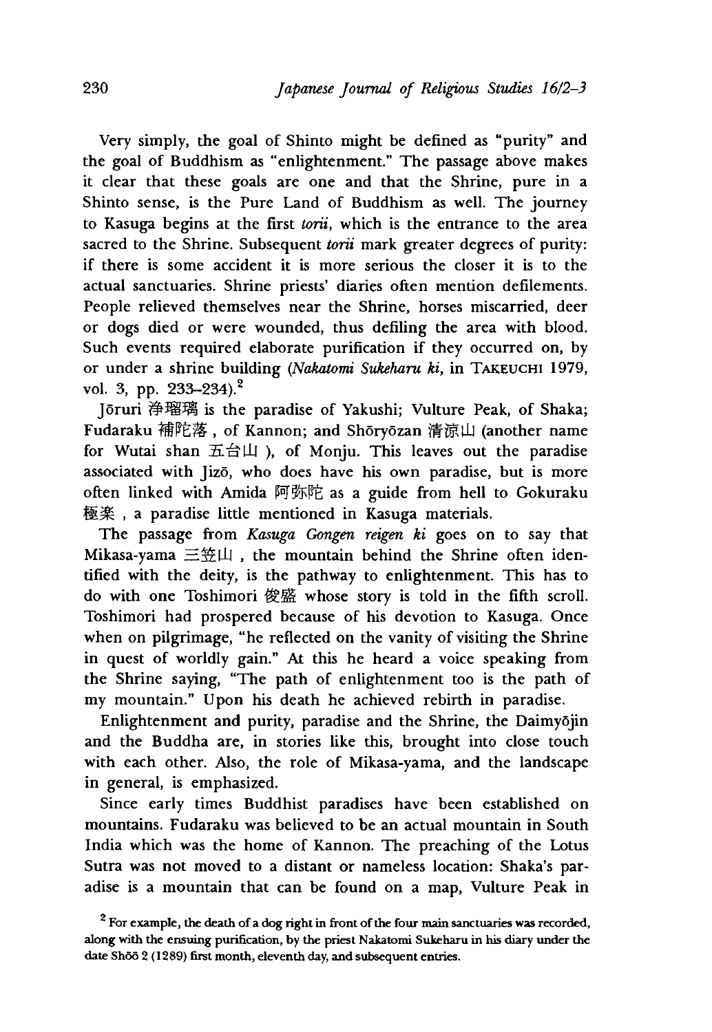Very simply, the goal of Shinto might be defined as "purity" and the goal of Buddhism as "enlightenment." The passage above makes it clear that these goals are one and that the Shrine, pure in a Shinto sense, is the Pure Land of Buddhism as well. The journey to Kasuga begins at the first *torii*, which is the entrance to the area sacred to the Shrine. Subsequent *torii* mark greater degrees of purity: if there is some accident it is more serious the closer it is to the actual sanctuaries. Shrine priests' diaries often mention defilements. People relieved themselves near the Shrine, horses miscarried, deer or dogs died or were wounded, thus defiling the area with blood. Such events required elaborate purification if they occurred on, by or under a shrine building (*Nakatomi Sukeharu ki*, in TAKEUCHI 1979, vol. 3, pp. 233–234).[2]

Jōruri 浄瑠璃 is the paradise of Yakushi; Vulture Peak, of Shaka; Fudaraku 補陀落, of Kannon; and Shōryōzan 清涼山 (another name for Wutai shan 五台山), of Monju. This leaves out the paradise associated with Jizō, who does have his own paradise, but is more often linked with Amida 阿弥陀 as a guide from hell to Gokuraku 極楽, a paradise little mentioned in Kasuga materials.

The passage from *Kasuga Gongen reigen ki* goes on to say that Mikasa-yama 三笠山, the mountain behind the Shrine often identified with the deity, is the pathway to enlightenment. This has to do with one Toshimori 俊盛 whose story is told in the fifth scroll. Toshimori had prospered because of his devotion to Kasuga. Once when on pilgrimage, "he reflected on the vanity of visiting the Shrine in quest of worldly gain." At this he heard a voice speaking from the Shrine saying, "The path of enlightenment too is the path of my mountain." Upon his death he achieved rebirth in paradise.

Enlightenment and purity, paradise and the Shrine, the Daimyōjin and the Buddha are, in stories like this, brought into close touch with each other. Also, the role of Mikasa-yama, and the landscape in general, is emphasized.

Since early times Buddhist paradises have been established on mountains. Fudaraku was believed to be an actual mountain in South India which was the home of Kannon. The preaching of the Lotus Sutra was not moved to a distant or nameless location: Shaka's paradise is a mountain that can be found on a map, Vulture Peak in

[2] For example, the death of a dog right in front of the four main sanctuaries was recorded, along with the ensuing purification, by the priest Nakatomi Sukeharu in his diary under the date Shōō 2 (1289) first month, eleventh day, and subsequent entries.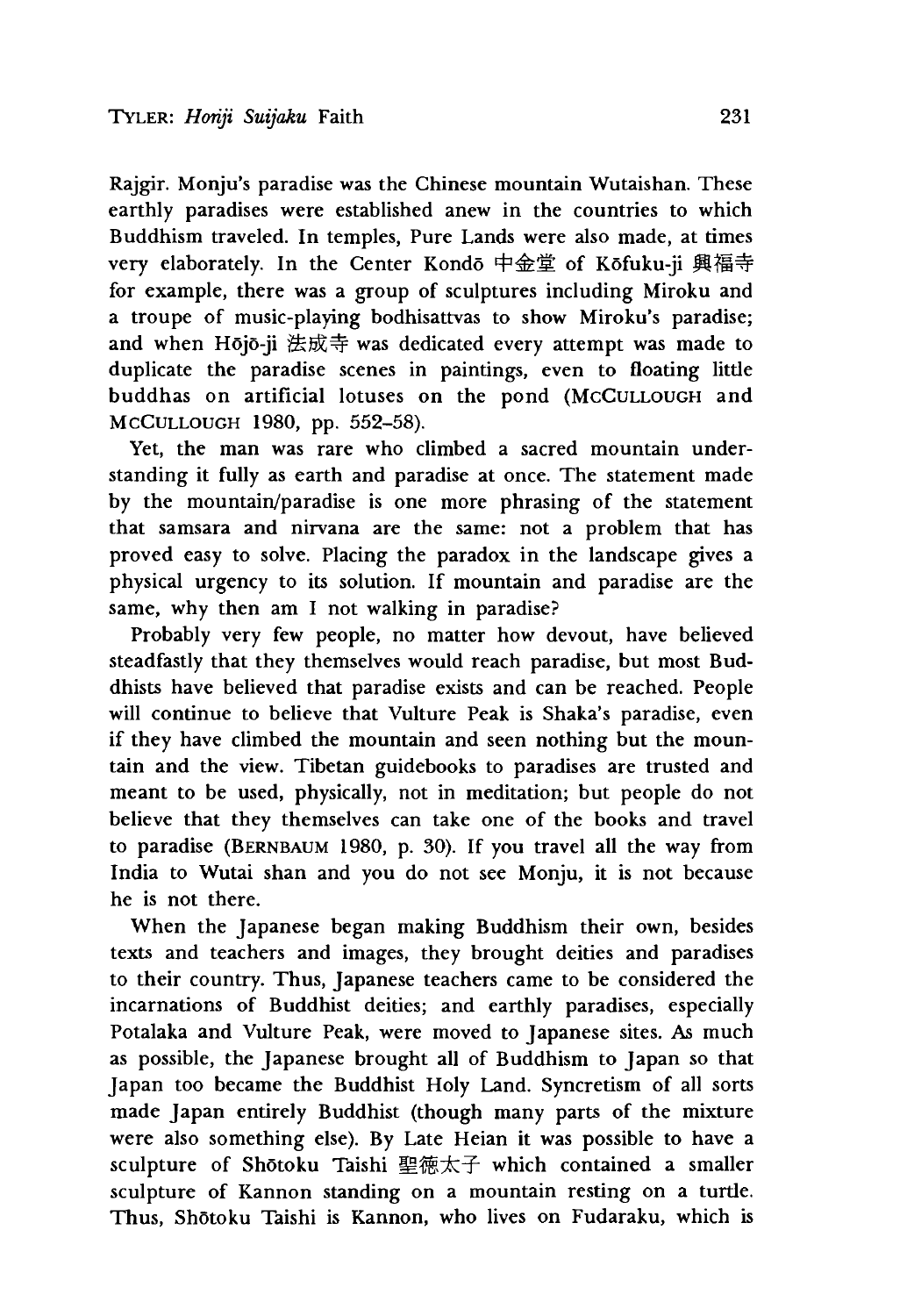Rajgir. Monju's paradise was the Chinese mountain Wutaishan. These earthly paradises were established anew in the countries to which Buddhism traveled. In temples, Pure Lands were also made, at times very elaborately. In the Center Kondō 中金堂 of Kōfuku-ji 興福寺 for example, there was a group of sculptures including Miroku and a troupe of music-playing bodhisattvas to show Miroku's paradise; and when Hōjō-ji 法成寺 was dedicated every attempt was made to duplicate the paradise scenes in paintings, even to floating little buddhas on artificial lotuses on the pond (McCullough and McCullough 1980, pp. 552–58).

Yet, the man was rare who climbed a sacred mountain understanding it fully as earth and paradise at once. The statement made by the mountain/paradise is one more phrasing of the statement that samsara and nirvana are the same: not a problem that has proved easy to solve. Placing the paradox in the landscape gives a physical urgency to its solution. If mountain and paradise are the same, why then am I not walking in paradise?

Probably very few people, no matter how devout, have believed steadfastly that they themselves would reach paradise, but most Buddhists have believed that paradise exists and can be reached. People will continue to believe that Vulture Peak is Shaka's paradise, even if they have climbed the mountain and seen nothing but the mountain and the view. Tibetan guidebooks to paradises are trusted and meant to be used, physically, not in meditation; but people do not believe that they themselves can take one of the books and travel to paradise (Bernbaum 1980, p. 30). If you travel all the way from India to Wutai shan and you do not see Monju, it is not because he is not there.

When the Japanese began making Buddhism their own, besides texts and teachers and images, they brought deities and paradises to their country. Thus, Japanese teachers came to be considered the incarnations of Buddhist deities; and earthly paradises, especially Potalaka and Vulture Peak, were moved to Japanese sites. As much as possible, the Japanese brought all of Buddhism to Japan so that Japan too became the Buddhist Holy Land. Syncretism of all sorts made Japan entirely Buddhist (though many parts of the mixture were also something else). By Late Heian it was possible to have a sculpture of Shōtoku Taishi 聖徳太子 which contained a smaller sculpture of Kannon standing on a mountain resting on a turtle. Thus, Shōtoku Taishi is Kannon, who lives on Fudaraku, which is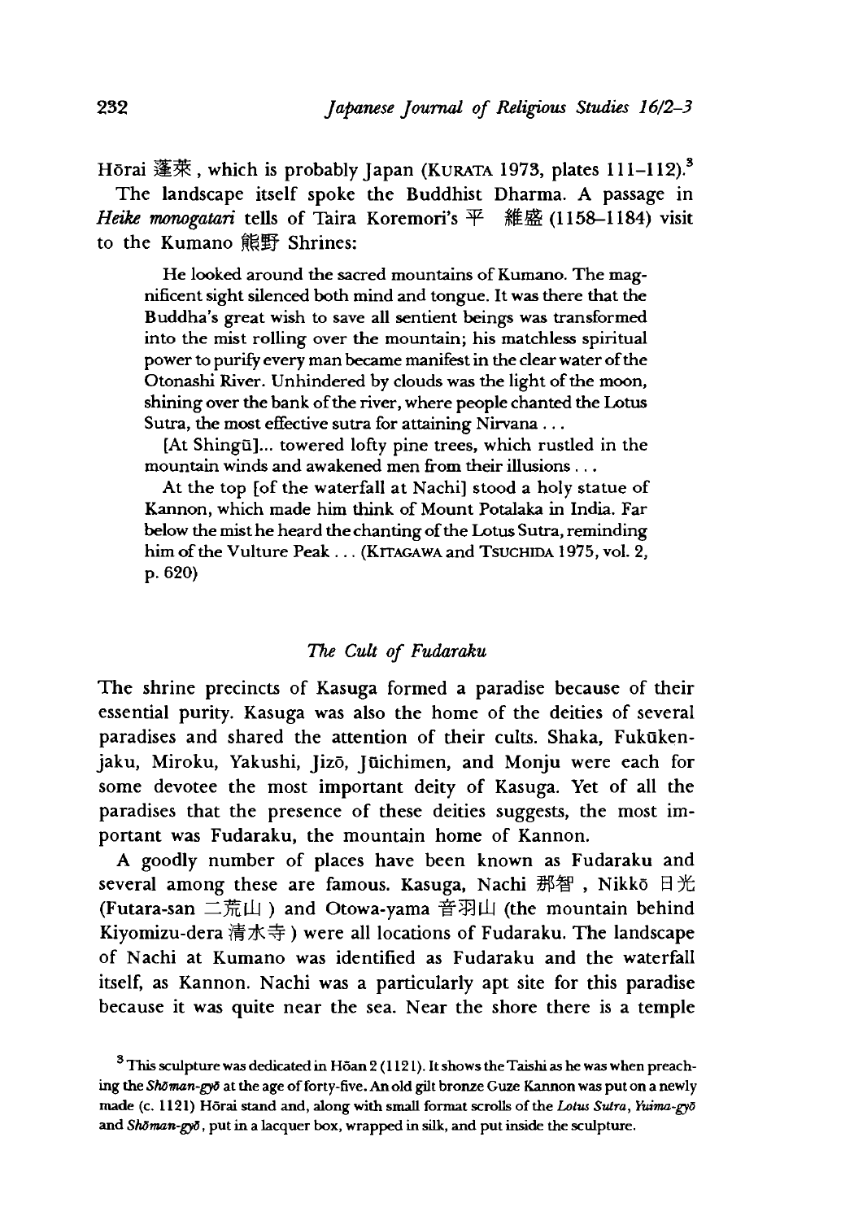Hōrai 蓬萊, which is probably Japan (KURATA 1973, plates 111–112).[3]

The landscape itself spoke the Buddhist Dharma. A passage in *Heike monogatari* tells of Taira Koremori's 平 維盛 (1158–1184) visit to the Kumano 熊野 Shrines:

> He looked around the sacred mountains of Kumano. The magnificent sight silenced both mind and tongue. It was there that the Buddha's great wish to save all sentient beings was transformed into the mist rolling over the mountain; his matchless spiritual power to purify every man became manifest in the clear water of the Otonashi River. Unhindered by clouds was the light of the moon, shining over the bank of the river, where people chanted the Lotus Sutra, the most effective sutra for attaining Nirvana . . .
>
> [At Shingū]... towered lofty pine trees, which rustled in the mountain winds and awakened men from their illusions . . .
>
> At the top [of the waterfall at Nachi] stood a holy statue of Kannon, which made him think of Mount Potalaka in India. Far below the mist he heard the chanting of the Lotus Sutra, reminding him of the Vulture Peak . . . (KITAGAWA and TSUCHIDA 1975, vol. 2, p. 620)

### *The Cult of Fudaraku*

The shrine precincts of Kasuga formed a paradise because of their essential purity. Kasuga was also the home of the deities of several paradises and shared the attention of their cults. Shaka, Fukūkenjaku, Miroku, Yakushi, Jizō, Jūichimen, and Monju were each for some devotee the most important deity of Kasuga. Yet of all the paradises that the presence of these deities suggests, the most important was Fudaraku, the mountain home of Kannon.

A goodly number of places have been known as Fudaraku and several among these are famous. Kasuga, Nachi 那智, Nikkō 日光 (Futara-san 二荒山) and Otowa-yama 音羽山 (the mountain behind Kiyomizu-dera 清水寺) were all locations of Fudaraku. The landscape of Nachi at Kumano was identified as Fudaraku and the waterfall itself, as Kannon. Nachi was a particularly apt site for this paradise because it was quite near the sea. Near the shore there is a temple

[3] This sculpture was dedicated in Hōan 2 (1121). It shows the Taishi as he was when preaching the *Shōman-gyō* at the age of forty-five. An old gilt bronze Guze Kannon was put on a newly made (c. 1121) Hōrai stand and, along with small format scrolls of the *Lotus Sutra*, *Yuima-gyō* and *Shōman-gyō*, put in a lacquer box, wrapped in silk, and put inside the sculpture.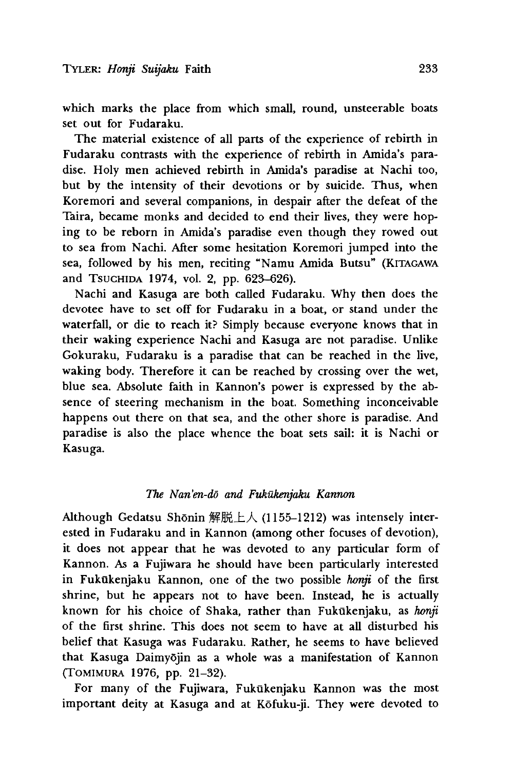which marks the place from which small, round, unsteerable boats set out for Fudaraku.

The material existence of all parts of the experience of rebirth in Fudaraku contrasts with the experience of rebirth in Amida's paradise. Holy men achieved rebirth in Amida's paradise at Nachi too, but by the intensity of their devotions or by suicide. Thus, when Koremori and several companions, in despair after the defeat of the Taira, became monks and decided to end their lives, they were hoping to be reborn in Amida's paradise even though they rowed out to sea from Nachi. After some hesitation Koremori jumped into the sea, followed by his men, reciting "Namu Amida Butsu" (KITAGAWA and TSUCHIDA 1974, vol. 2, pp. 623–626).

Nachi and Kasuga are both called Fudaraku. Why then does the devotee have to set off for Fudaraku in a boat, or stand under the waterfall, or die to reach it? Simply because everyone knows that in their waking experience Nachi and Kasuga are not paradise. Unlike Gokuraku, Fudaraku is a paradise that can be reached in the live, waking body. Therefore it can be reached by crossing over the wet, blue sea. Absolute faith in Kannon's power is expressed by the absence of steering mechanism in the boat. Something inconceivable happens out there on that sea, and the other shore is paradise. And paradise is also the place whence the boat sets sail: it is Nachi or Kasuga.

### *The Nan'en-dō and Fukūkenjaku Kannon*

Although Gedatsu Shōnin 解脱上人 (1155–1212) was intensely interested in Fudaraku and in Kannon (among other focuses of devotion), it does not appear that he was devoted to any particular form of Kannon. As a Fujiwara he should have been particularly interested in Fukūkenjaku Kannon, one of the two possible *honji* of the first shrine, but he appears not to have been. Instead, he is actually known for his choice of Shaka, rather than Fukūkenjaku, as *honji* of the first shrine. This does not seem to have at all disturbed his belief that Kasuga was Fudaraku. Rather, he seems to have believed that Kasuga Daimyōjin as a whole was a manifestation of Kannon (TOMIMURA 1976, pp. 21–32).

For many of the Fujiwara, Fukūkenjaku Kannon was the most important deity at Kasuga and at Kōfuku-ji. They were devoted to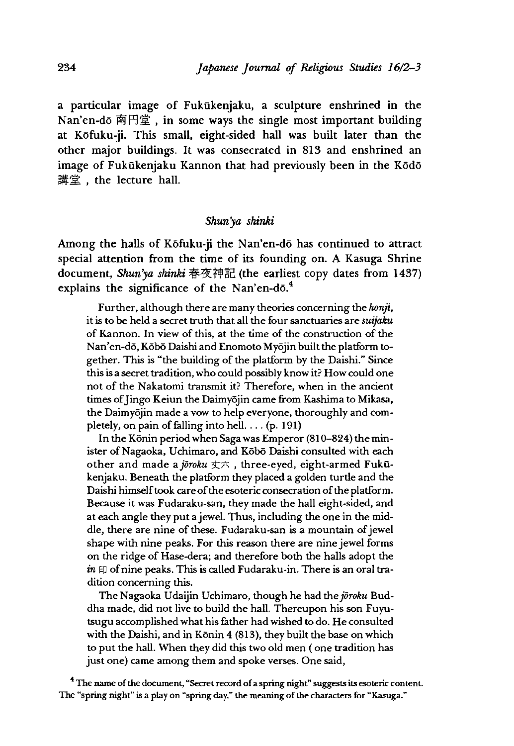a particular image of Fukūkenjaku, a sculpture enshrined in the Nan'en-dō 南円堂, in some ways the single most important building at Kōfuku-ji. This small, eight-sided hall was built later than the other major buildings. It was consecrated in 813 and enshrined an image of Fukūkenjaku Kannon that had previously been in the Kōdō 講堂, the lecture hall.

### *Shun'ya shinki*

Among the halls of Kōfuku-ji the Nan'en-dō has continued to attract special attention from the time of its founding on. A Kasuga Shrine document, *Shun'ya shinki* 春夜神記 (the earliest copy dates from 1437) explains the significance of the Nan'en-dō.[4]

> Further, although there are many theories concerning the *honji*, it is to be held a secret truth that all the four sanctuaries are *suijaku* of Kannon. In view of this, at the time of the construction of the Nan'en-dō, Kōbō Daishi and Enomoto Myōjin built the platform together. This is "the building of the platform by the Daishi." Since this is a secret tradition, who could possibly know it? How could one not of the Nakatomi transmit it? Therefore, when in the ancient times of Jingo Keiun the Daimyōjin came from Kashima to Mikasa, the Daimyōjin made a vow to help everyone, thoroughly and completely, on pain of falling into hell. . . . (p. 191)
>
> In the Kōnin period when Saga was Emperor (810–824) the minister of Nagaoka, Uchimaro, and Kōbō Daishi consulted with each other and made a *jōroku* 丈六, three-eyed, eight-armed Fukūkenjaku. Beneath the platform they placed a golden turtle and the Daishi himself took care of the esoteric consecration of the platform. Because it was Fudaraku-san, they made the hall eight-sided, and at each angle they put a jewel. Thus, including the one in the middle, there are nine of these. Fudaraku-san is a mountain of jewel shape with nine peaks. For this reason there are nine jewel forms on the ridge of Hase-dera; and therefore both the halls adopt the *in* 印 of nine peaks. This is called Fudaraku-in. There is an oral tradition concerning this.
>
> The Nagaoka Udaijin Uchimaro, though he had the *jōroku* Buddha made, did not live to build the hall. Thereupon his son Fuyutsugu accomplished what his father had wished to do. He consulted with the Daishi, and in Kōnin 4 (813), they built the base on which to put the hall. When they did this two old men ( one tradition has just one) came among them and spoke verses. One said,

[4] The name of the document, "Secret record of a spring night" suggests its esoteric content. The "spring night" is a play on "spring day," the meaning of the characters for "Kasuga."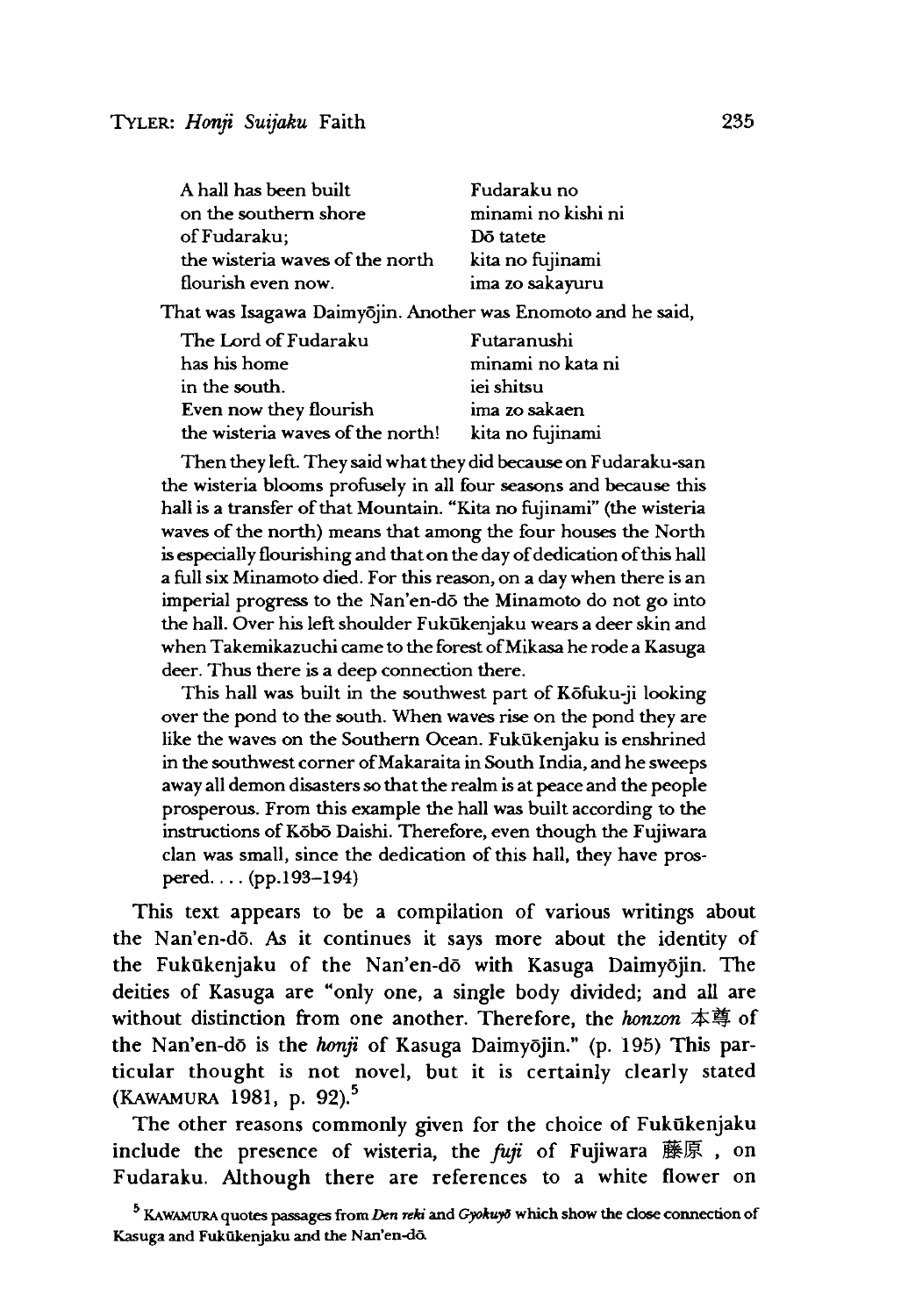| | |
|---|---|
| A hall has been built | Fudaraku no |
| on the southern shore | minami no kishi ni |
| of Fudaraku; | Dō tatete |
| the wisteria waves of the north | kita no fujinami |
| flourish even now. | ima zo sakayuru |

That was Isagawa Daimyōjin. Another was Enomoto and he said,

| | |
|---|---|
| The Lord of Fudaraku | Futaranushi |
| has his home | minami no kata ni |
| in the south. | iei shitsu |
| Even now they flourish | ima zo sakaen |
| the wisteria waves of the north! | kita no fujinami |

Then they left. They said what they did because on Fudaraku-san the wisteria blooms profusely in all four seasons and because this hall is a transfer of that Mountain. "Kita no fujinami" (the wisteria waves of the north) means that among the four houses the North is especially flourishing and that on the day of dedication of this hall a full six Minamoto died. For this reason, on a day when there is an imperial progress to the Nan'en-dō the Minamoto do not go into the hall. Over his left shoulder Fukūkenjaku wears a deer skin and when Takemikazuchi came to the forest of Mikasa he rode a Kasuga deer. Thus there is a deep connection there.

This hall was built in the southwest part of Kōfuku-ji looking over the pond to the south. When waves rise on the pond they are like the waves on the Southern Ocean. Fukūkenjaku is enshrined in the southwest corner of Makaraita in South India, and he sweeps away all demon disasters so that the realm is at peace and the people prosperous. From this example the hall was built according to the instructions of Kōbō Daishi. Therefore, even though the Fujiwara clan was small, since the dedication of this hall, they have prospered. . . . (pp.193–194)

This text appears to be a compilation of various writings about the Nan'en-dō. As it continues it says more about the identity of the Fukūkenjaku of the Nan'en-dō with Kasuga Daimyōjin. The deities of Kasuga are "only one, a single body divided; and all are without distinction from one another. Therefore, the *honzon* 本尊 of the Nan'en-dō is the *honji* of Kasuga Daimyōjin." (p. 195) This particular thought is not novel, but it is certainly clearly stated (KAWAMURA 1981, p. 92).[5]

The other reasons commonly given for the choice of Fukūkenjaku include the presence of wisteria, the *fuji* of Fujiwara 藤原 , on Fudaraku. Although there are references to a white flower on

[5] KAWAMURA quotes passages from *Den reki* and *Gyokuyō* which show the close connection of Kasuga and Fukūkenjaku and the Nan'en-dō.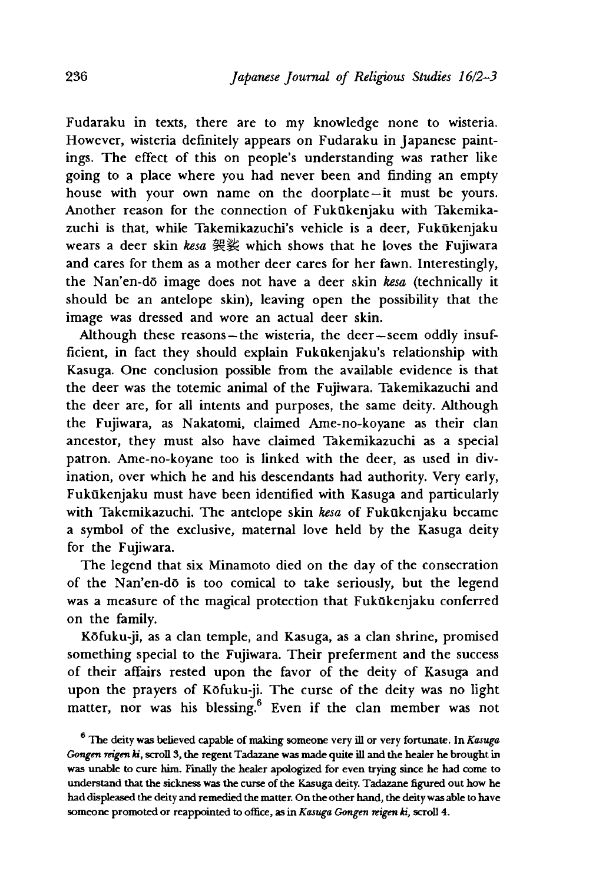Fudaraku in texts, there are to my knowledge none to wisteria. However, wisteria definitely appears on Fudaraku in Japanese paintings. The effect of this on people's understanding was rather like going to a place where you had never been and finding an empty house with your own name on the doorplate—it must be yours. Another reason for the connection of Fukūkenjaku with Takemikazuchi is that, while Takemikazuchi's vehicle is a deer, Fukūkenjaku wears a deer skin *kesa* 袈裟 which shows that he loves the Fujiwara and cares for them as a mother deer cares for her fawn. Interestingly, the Nan'en-dō image does not have a deer skin *kesa* (technically it should be an antelope skin), leaving open the possibility that the image was dressed and wore an actual deer skin.

Although these reasons—the wisteria, the deer—seem oddly insufficient, in fact they should explain Fukūkenjaku's relationship with Kasuga. One conclusion possible from the available evidence is that the deer was the totemic animal of the Fujiwara. Takemikazuchi and the deer are, for all intents and purposes, the same deity. Although the Fujiwara, as Nakatomi, claimed Ame-no-koyane as their clan ancestor, they must also have claimed Takemikazuchi as a special patron. Ame-no-koyane too is linked with the deer, as used in divination, over which he and his descendants had authority. Very early, Fukūkenjaku must have been identified with Kasuga and particularly with Takemikazuchi. The antelope skin *kesa* of Fukūkenjaku became a symbol of the exclusive, maternal love held by the Kasuga deity for the Fujiwara.

The legend that six Minamoto died on the day of the consecration of the Nan'en-dō is too comical to take seriously, but the legend was a measure of the magical protection that Fukūkenjaku conferred on the family.

Kōfuku-ji, as a clan temple, and Kasuga, as a clan shrine, promised something special to the Fujiwara. Their preferment and the success of their affairs rested upon the favor of the deity of Kasuga and upon the prayers of Kōfuku-ji. The curse of the deity was no light matter, nor was his blessing.[6] Even if the clan member was not

[6] The deity was believed capable of making someone very ill or very fortunate. In *Kasuga Gongen reigen ki*, scroll 3, the regent Tadazane was made quite ill and the healer he brought in was unable to cure him. Finally the healer apologized for even trying since he had come to understand that the sickness was the curse of the Kasuga deity. Tadazane figured out how he had displeased the deity and remedied the matter. On the other hand, the deity was able to have someone promoted or reappointed to office, as in *Kasuga Gongen reigen ki*, scroll 4.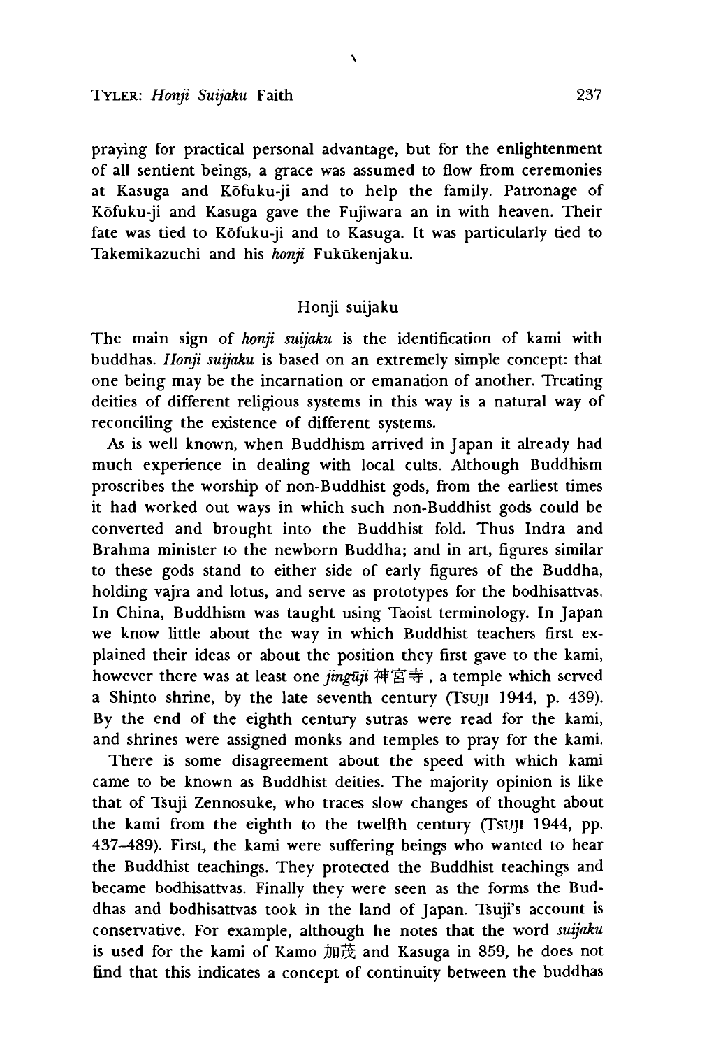praying for practical personal advantage, but for the enlightenment of all sentient beings, a grace was assumed to flow from ceremonies at Kasuga and Kōfuku-ji and to help the family. Patronage of Kōfuku-ji and Kasuga gave the Fujiwara an in with heaven. Their fate was tied to Kōfuku-ji and to Kasuga. It was particularly tied to Takemikazuchi and his *honji* Fukūkenjaku.

## Honji suijaku

The main sign of *honji suijaku* is the identification of kami with buddhas. *Honji suijaku* is based on an extremely simple concept: that one being may be the incarnation or emanation of another. Treating deities of different religious systems in this way is a natural way of reconciling the existence of different systems.

As is well known, when Buddhism arrived in Japan it already had much experience in dealing with local cults. Although Buddhism proscribes the worship of non-Buddhist gods, from the earliest times it had worked out ways in which such non-Buddhist gods could be converted and brought into the Buddhist fold. Thus Indra and Brahma minister to the newborn Buddha; and in art, figures similar to these gods stand to either side of early figures of the Buddha, holding vajra and lotus, and serve as prototypes for the bodhisattvas. In China, Buddhism was taught using Taoist terminology. In Japan we know little about the way in which Buddhist teachers first explained their ideas or about the position they first gave to the kami, however there was at least one *jingūji* 神宮寺, a temple which served a Shinto shrine, by the late seventh century (TSUJI 1944, p. 439). By the end of the eighth century sutras were read for the kami, and shrines were assigned monks and temples to pray for the kami.

There is some disagreement about the speed with which kami came to be known as Buddhist deities. The majority opinion is like that of Tsuji Zennosuke, who traces slow changes of thought about the kami from the eighth to the twelfth century (TSUJI 1944, pp. 437–489). First, the kami were suffering beings who wanted to hear the Buddhist teachings. They protected the Buddhist teachings and became bodhisattvas. Finally they were seen as the forms the Buddhas and bodhisattvas took in the land of Japan. Tsuji's account is conservative. For example, although he notes that the word *suijaku* is used for the kami of Kamo 加茂 and Kasuga in 859, he does not find that this indicates a concept of continuity between the buddhas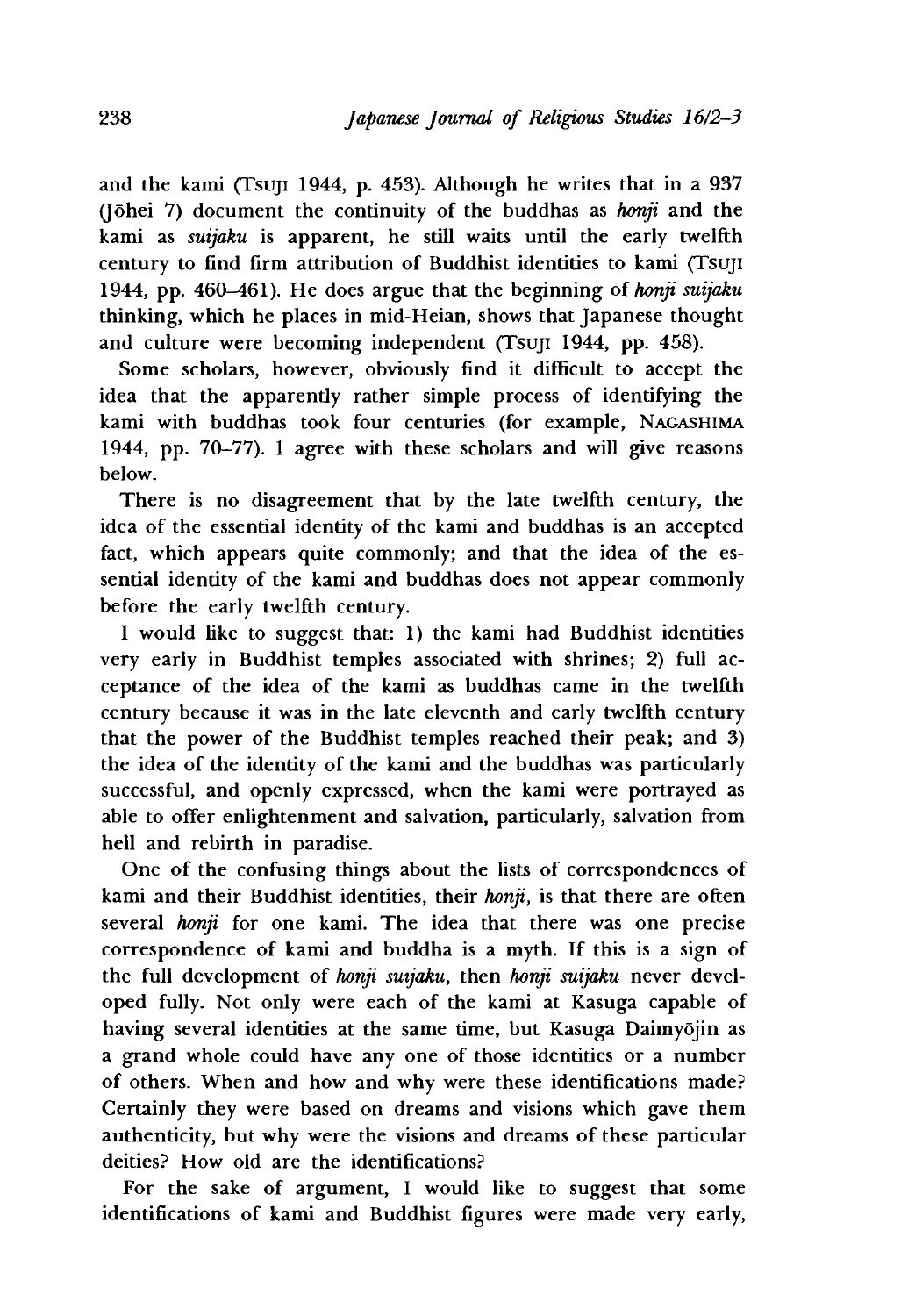and the kami (TSUJI 1944, p. 453). Although he writes that in a 937 (Jōhei 7) document the continuity of the buddhas as *honji* and the kami as *suijaku* is apparent, he still waits until the early twelfth century to find firm attribution of Buddhist identities to kami (TSUJI 1944, pp. 460–461). He does argue that the beginning of *honji suijaku* thinking, which he places in mid-Heian, shows that Japanese thought and culture were becoming independent (TSUJI 1944, pp. 458).

Some scholars, however, obviously find it difficult to accept the idea that the apparently rather simple process of identifying the kami with buddhas took four centuries (for example, NAGASHIMA 1944, pp. 70–77). I agree with these scholars and will give reasons below.

There is no disagreement that by the late twelfth century, the idea of the essential identity of the kami and buddhas is an accepted fact, which appears quite commonly; and that the idea of the essential identity of the kami and buddhas does not appear commonly before the early twelfth century.

I would like to suggest that: 1) the kami had Buddhist identities very early in Buddhist temples associated with shrines; 2) full acceptance of the idea of the kami as buddhas came in the twelfth century because it was in the late eleventh and early twelfth century that the power of the Buddhist temples reached their peak; and 3) the idea of the identity of the kami and the buddhas was particularly successful, and openly expressed, when the kami were portrayed as able to offer enlightenment and salvation, particularly, salvation from hell and rebirth in paradise.

One of the confusing things about the lists of correspondences of kami and their Buddhist identities, their *honji*, is that there are often several *honji* for one kami. The idea that there was one precise correspondence of kami and buddha is a myth. If this is a sign of the full development of *honji suijaku*, then *honji suijaku* never developed fully. Not only were each of the kami at Kasuga capable of having several identities at the same time, but Kasuga Daimyōjin as a grand whole could have any one of those identities or a number of others. When and how and why were these identifications made? Certainly they were based on dreams and visions which gave them authenticity, but why were the visions and dreams of these particular deities? How old are the identifications?

For the sake of argument, I would like to suggest that some identifications of kami and Buddhist figures were made very early,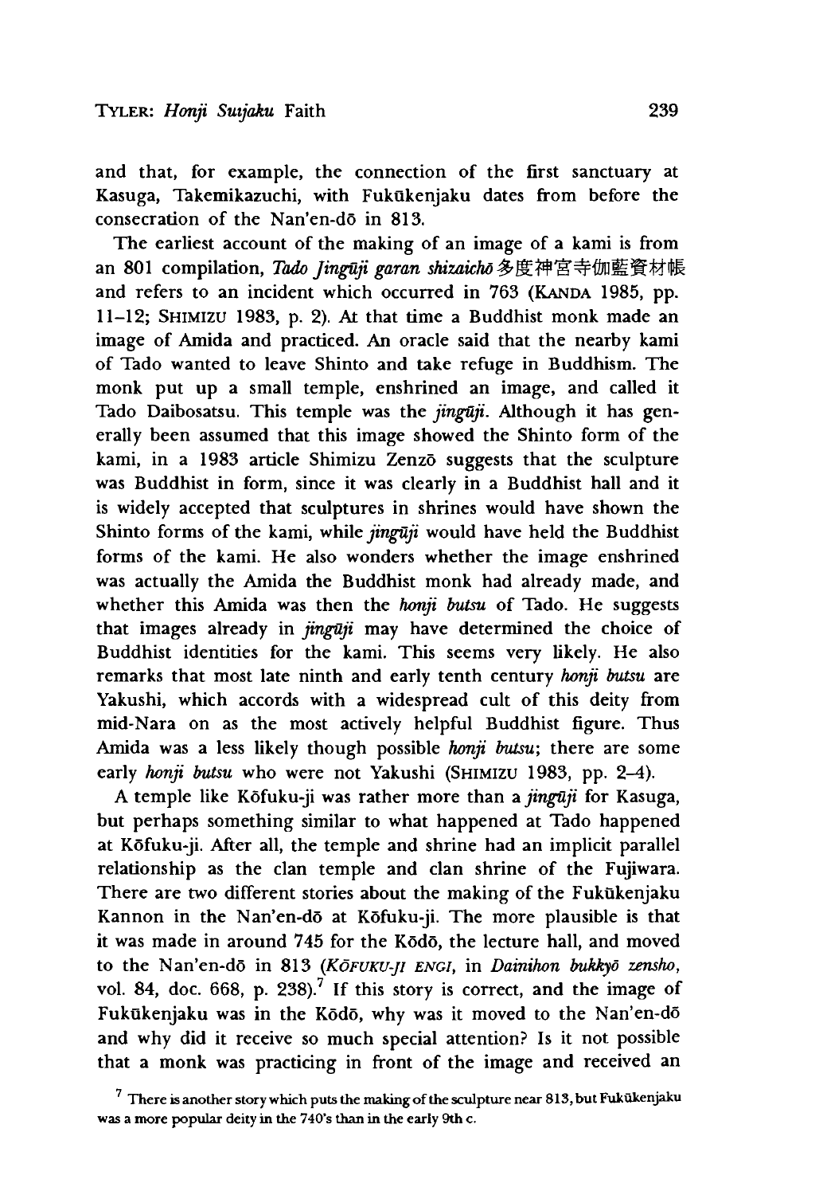and that, for example, the connection of the first sanctuary at Kasuga, Takemikazuchi, with Fukūkenjaku dates from before the consecration of the Nan'en-dō in 813.

The earliest account of the making of an image of a kami is from an 801 compilation, *Tado Jingūji garan shizaichō* 多度神宮寺伽藍資材帳 and refers to an incident which occurred in 763 (KANDA 1985, pp. 11–12; SHIMIZU 1983, p. 2). At that time a Buddhist monk made an image of Amida and practiced. An oracle said that the nearby kami of Tado wanted to leave Shinto and take refuge in Buddhism. The monk put up a small temple, enshrined an image, and called it Tado Daibosatsu. This temple was the *jingūji*. Although it has generally been assumed that this image showed the Shinto form of the kami, in a 1983 article Shimizu Zenzō suggests that the sculpture was Buddhist in form, since it was clearly in a Buddhist hall and it is widely accepted that sculptures in shrines would have shown the Shinto forms of the kami, while *jingūji* would have held the Buddhist forms of the kami. He also wonders whether the image enshrined was actually the Amida the Buddhist monk had already made, and whether this Amida was then the *honji butsu* of Tado. He suggests that images already in *jingūji* may have determined the choice of Buddhist identities for the kami. This seems very likely. He also remarks that most late ninth and early tenth century *honji butsu* are Yakushi, which accords with a widespread cult of this deity from mid-Nara on as the most actively helpful Buddhist figure. Thus Amida was a less likely though possible *honji butsu*; there are some early *honji butsu* who were not Yakushi (SHIMIZU 1983, pp. 2–4).

A temple like Kōfuku-ji was rather more than a *jingūji* for Kasuga, but perhaps something similar to what happened at Tado happened at Kōfuku-ji. After all, the temple and shrine had an implicit parallel relationship as the clan temple and clan shrine of the Fujiwara. There are two different stories about the making of the Fukūkenjaku Kannon in the Nan'en-dō at Kōfuku-ji. The more plausible is that it was made in around 745 for the Kōdō, the lecture hall, and moved to the Nan'en-dō in 813 (*KŌFUKU-JI ENGI*, in *Dainihon bukkyō zensho*, vol. 84, doc. 668, p. 238).[7] If this story is correct, and the image of Fukūkenjaku was in the Kōdō, why was it moved to the Nan'en-dō and why did it receive so much special attention? Is it not possible that a monk was practicing in front of the image and received an

[7] There is another story which puts the making of the sculpture near 813, but Fukūkenjaku was a more popular deity in the 740's than in the early 9th c.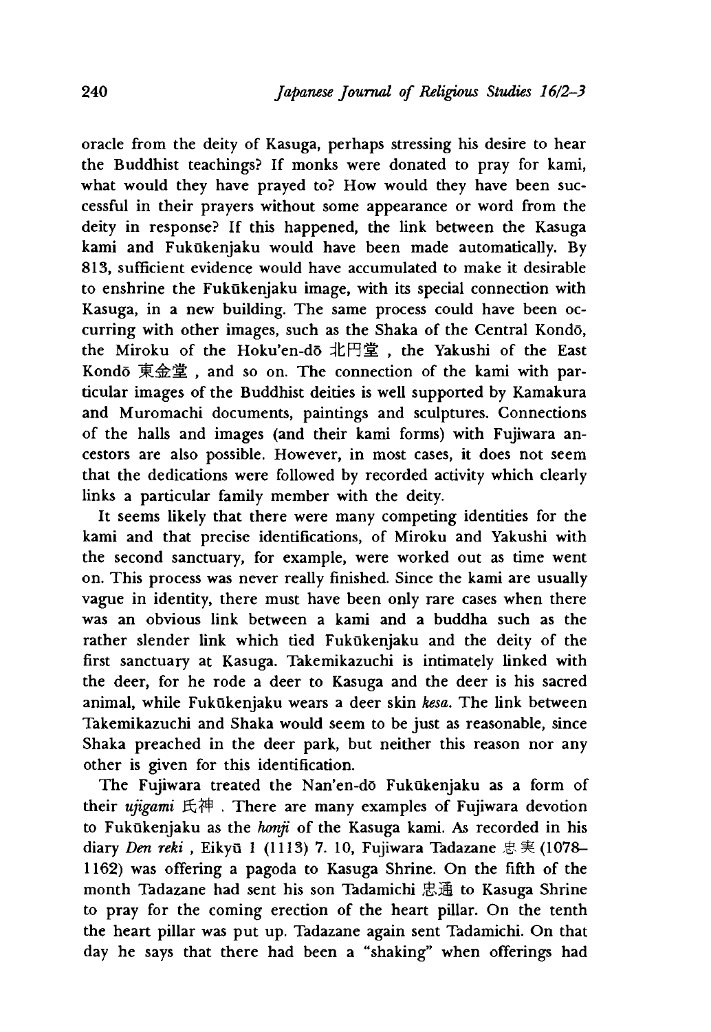oracle from the deity of Kasuga, perhaps stressing his desire to hear the Buddhist teachings? If monks were donated to pray for kami, what would they have prayed to? How would they have been successful in their prayers without some appearance or word from the deity in response? If this happened, the link between the Kasuga kami and Fukūkenjaku would have been made automatically. By 813, sufficient evidence would have accumulated to make it desirable to enshrine the Fukūkenjaku image, with its special connection with Kasuga, in a new building. The same process could have been occurring with other images, such as the Shaka of the Central Kondō, the Miroku of the Hoku'en-dō 北円堂, the Yakushi of the East Kondō 東金堂, and so on. The connection of the kami with particular images of the Buddhist deities is well supported by Kamakura and Muromachi documents, paintings and sculptures. Connections of the halls and images (and their kami forms) with Fujiwara ancestors are also possible. However, in most cases, it does not seem that the dedications were followed by recorded activity which clearly links a particular family member with the deity.

It seems likely that there were many competing identities for the kami and that precise identifications, of Miroku and Yakushi with the second sanctuary, for example, were worked out as time went on. This process was never really finished. Since the kami are usually vague in identity, there must have been only rare cases when there was an obvious link between a kami and a buddha such as the rather slender link which tied Fukūkenjaku and the deity of the first sanctuary at Kasuga. Takemikazuchi is intimately linked with the deer, for he rode a deer to Kasuga and the deer is his sacred animal, while Fukūkenjaku wears a deer skin *kesa*. The link between Takemikazuchi and Shaka would seem to be just as reasonable, since Shaka preached in the deer park, but neither this reason nor any other is given for this identification.

The Fujiwara treated the Nan'en-dō Fukūkenjaku as a form of their *ujigami* 氏神. There are many examples of Fujiwara devotion to Fukūkenjaku as the *honji* of the Kasuga kami. As recorded in his diary *Den reki*, Eikyū 1 (1113) 7. 10, Fujiwara Tadazane 忠実 (1078–1162) was offering a pagoda to Kasuga Shrine. On the fifth of the month Tadazane had sent his son Tadamichi 忠通 to Kasuga Shrine to pray for the coming erection of the heart pillar. On the tenth the heart pillar was put up. Tadazane again sent Tadamichi. On that day he says that there had been a "shaking" when offerings had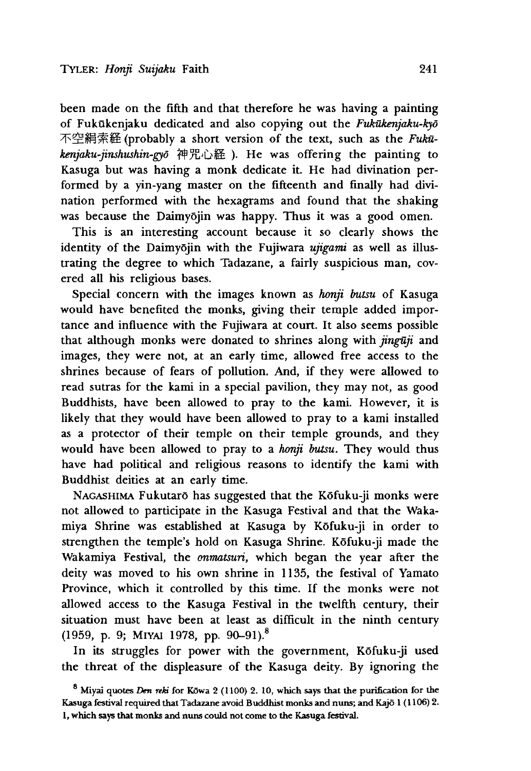been made on the fifth and that therefore he was having a painting of Fukūkenjaku dedicated and also copying out the *Fukūkenjaku-kyō* 不空羂索経 (probably a short version of the text, such as the *Fukūkenjaku-jinshushin-gyō* 神咒心経 ). He was offering the painting to Kasuga but was having a monk dedicate it. He had divination performed by a yin-yang master on the fifteenth and finally had divination performed with the hexagrams and found that the shaking was because the Daimyōjin was happy. Thus it was a good omen.

This is an interesting account because it so clearly shows the identity of the Daimyōjin with the Fujiwara *ujigami* as well as illustrating the degree to which Tadazane, a fairly suspicious man, covered all his religious bases.

Special concern with the images known as *honji butsu* of Kasuga would have benefited the monks, giving their temple added importance and influence with the Fujiwara at court. It also seems possible that although monks were donated to shrines along with *jingūji* and images, they were not, at an early time, allowed free access to the shrines because of fears of pollution. And, if they were allowed to read sutras for the kami in a special pavilion, they may not, as good Buddhists, have been allowed to pray to the kami. However, it is likely that they would have been allowed to pray to a kami installed as a protector of their temple on their temple grounds, and they would have been allowed to pray to a *honji butsu*. They would thus have had political and religious reasons to identify the kami with Buddhist deities at an early time.

NAGASHIMA Fukutarō has suggested that the Kōfuku-ji monks were not allowed to participate in the Kasuga Festival and that the Wakamiya Shrine was established at Kasuga by Kōfuku-ji in order to strengthen the temple's hold on Kasuga Shrine. Kōfuku-ji made the Wakamiya Festival, the *onmatsuri*, which began the year after the deity was moved to his own shrine in 1135, the festival of Yamato Province, which it controlled by this time. If the monks were not allowed access to the Kasuga Festival in the twelfth century, their situation must have been at least as difficult in the ninth century (1959, p. 9; MIYAI 1978, pp. 90–91).[8]

In its struggles for power with the government, Kōfuku-ji used the threat of the displeasure of the Kasuga deity. By ignoring the

[8] Miyai quotes *Den reki* for Kōwa 2 (1100) 2. 10, which says that the purification for the Kasuga festival required that Tadazane avoid Buddhist monks and nuns; and Kajō 1 (1106) 2. 1, which says that monks and nuns could not come to the Kasuga festival.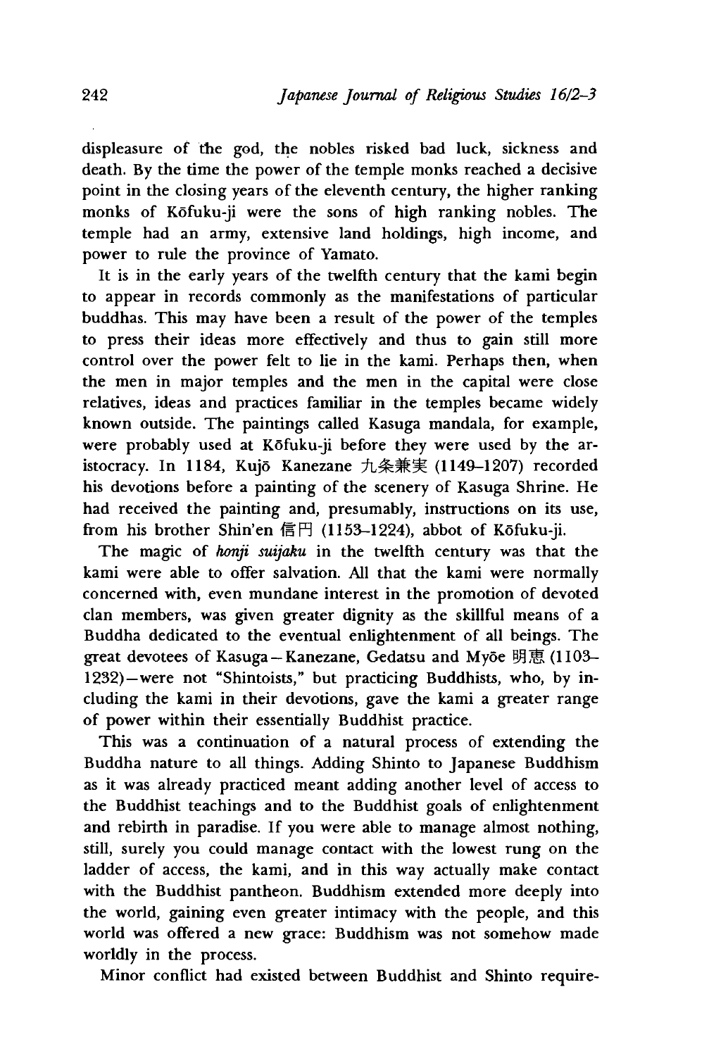displeasure of the god, the nobles risked bad luck, sickness and death. By the time the power of the temple monks reached a decisive point in the closing years of the eleventh century, the higher ranking monks of Kōfuku-ji were the sons of high ranking nobles. The temple had an army, extensive land holdings, high income, and power to rule the province of Yamato.

It is in the early years of the twelfth century that the kami begin to appear in records commonly as the manifestations of particular buddhas. This may have been a result of the power of the temples to press their ideas more effectively and thus to gain still more control over the power felt to lie in the kami. Perhaps then, when the men in major temples and the men in the capital were close relatives, ideas and practices familiar in the temples became widely known outside. The paintings called Kasuga mandala, for example, were probably used at Kōfuku-ji before they were used by the aristocracy. In 1184, Kujō Kanezane 九条兼実 (1149–1207) recorded his devotions before a painting of the scenery of Kasuga Shrine. He had received the painting and, presumably, instructions on its use, from his brother Shin'en 信円 (1153–1224), abbot of Kōfuku-ji.

The magic of *honji suijaku* in the twelfth century was that the kami were able to offer salvation. All that the kami were normally concerned with, even mundane interest in the promotion of devoted clan members, was given greater dignity as the skillful means of a Buddha dedicated to the eventual enlightenment of all beings. The great devotees of Kasuga—Kanezane, Gedatsu and Myōe 明恵 (1103–1232)—were not "Shintoists," but practicing Buddhists, who, by including the kami in their devotions, gave the kami a greater range of power within their essentially Buddhist practice.

This was a continuation of a natural process of extending the Buddha nature to all things. Adding Shinto to Japanese Buddhism as it was already practiced meant adding another level of access to the Buddhist teachings and to the Buddhist goals of enlightenment and rebirth in paradise. If you were able to manage almost nothing, still, surely you could manage contact with the lowest rung on the ladder of access, the kami, and in this way actually make contact with the Buddhist pantheon. Buddhism extended more deeply into the world, gaining even greater intimacy with the people, and this world was offered a new grace: Buddhism was not somehow made worldly in the process.

Minor conflict had existed between Buddhist and Shinto require-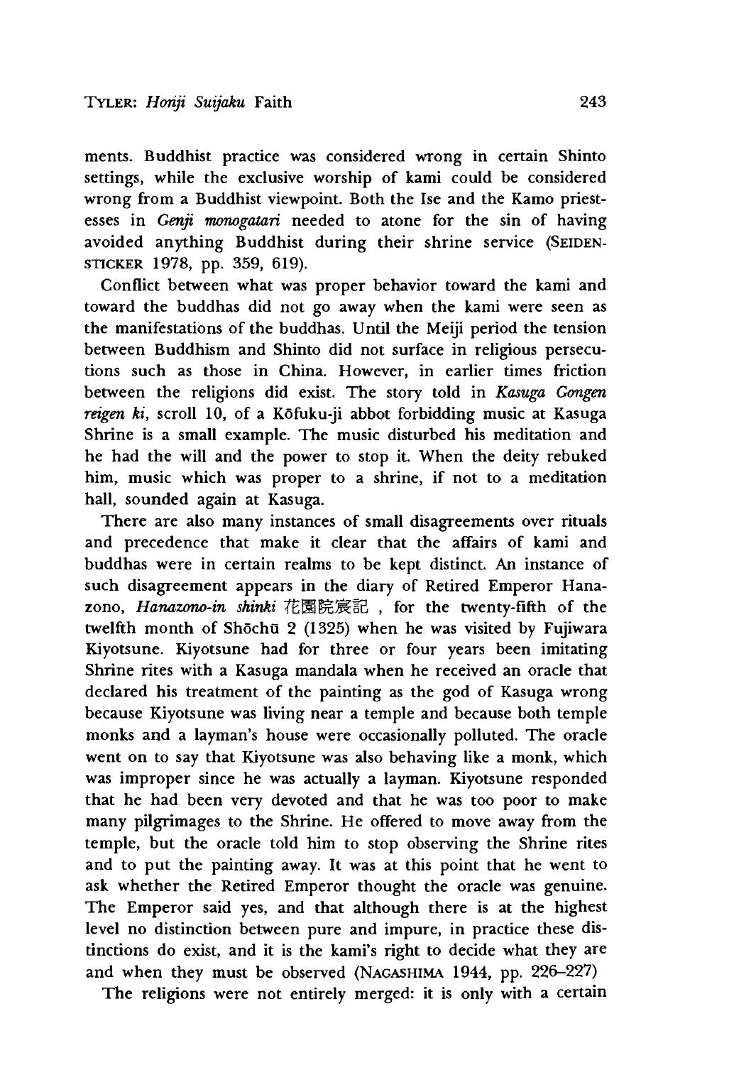ments. Buddhist practice was considered wrong in certain Shinto settings, while the exclusive worship of kami could be considered wrong from a Buddhist viewpoint. Both the Ise and the Kamo priestesses in *Genji monogatari* needed to atone for the sin of having avoided anything Buddhist during their shrine service (SEIDENSTICKER 1978, pp. 359, 619).

Conflict between what was proper behavior toward the kami and toward the buddhas did not go away when the kami were seen as the manifestations of the buddhas. Until the Meiji period the tension between Buddhism and Shinto did not surface in religious persecutions such as those in China. However, in earlier times friction between the religions did exist. The story told in *Kasuga Gongen reigen ki*, scroll 10, of a Kōfuku-ji abbot forbidding music at Kasuga Shrine is a small example. The music disturbed his meditation and he had the will and the power to stop it. When the deity rebuked him, music which was proper to a shrine, if not to a meditation hall, sounded again at Kasuga.

There are also many instances of small disagreements over rituals and precedence that make it clear that the affairs of kami and buddhas were in certain realms to be kept distinct. An instance of such disagreement appears in the diary of Retired Emperor Hanazono, *Hanazono-in shinki* 花園院宸記, for the twenty-fifth of the twelfth month of Shōchū 2 (1325) when he was visited by Fujiwara Kiyotsune. Kiyotsune had for three or four years been imitating Shrine rites with a Kasuga mandala when he received an oracle that declared his treatment of the painting as the god of Kasuga wrong because Kiyotsune was living near a temple and because both temple monks and a layman's house were occasionally polluted. The oracle went on to say that Kiyotsune was also behaving like a monk, which was improper since he was actually a layman. Kiyotsune responded that he had been very devoted and that he was too poor to make many pilgrimages to the Shrine. He offered to move away from the temple, but the oracle told him to stop observing the Shrine rites and to put the painting away. It was at this point that he went to ask whether the Retired Emperor thought the oracle was genuine. The Emperor said yes, and that although there is at the highest level no distinction between pure and impure, in practice these distinctions do exist, and it is the kami's right to decide what they are and when they must be observed (NAGASHIMA 1944, pp. 226–227)

The religions were not entirely merged: it is only with a certain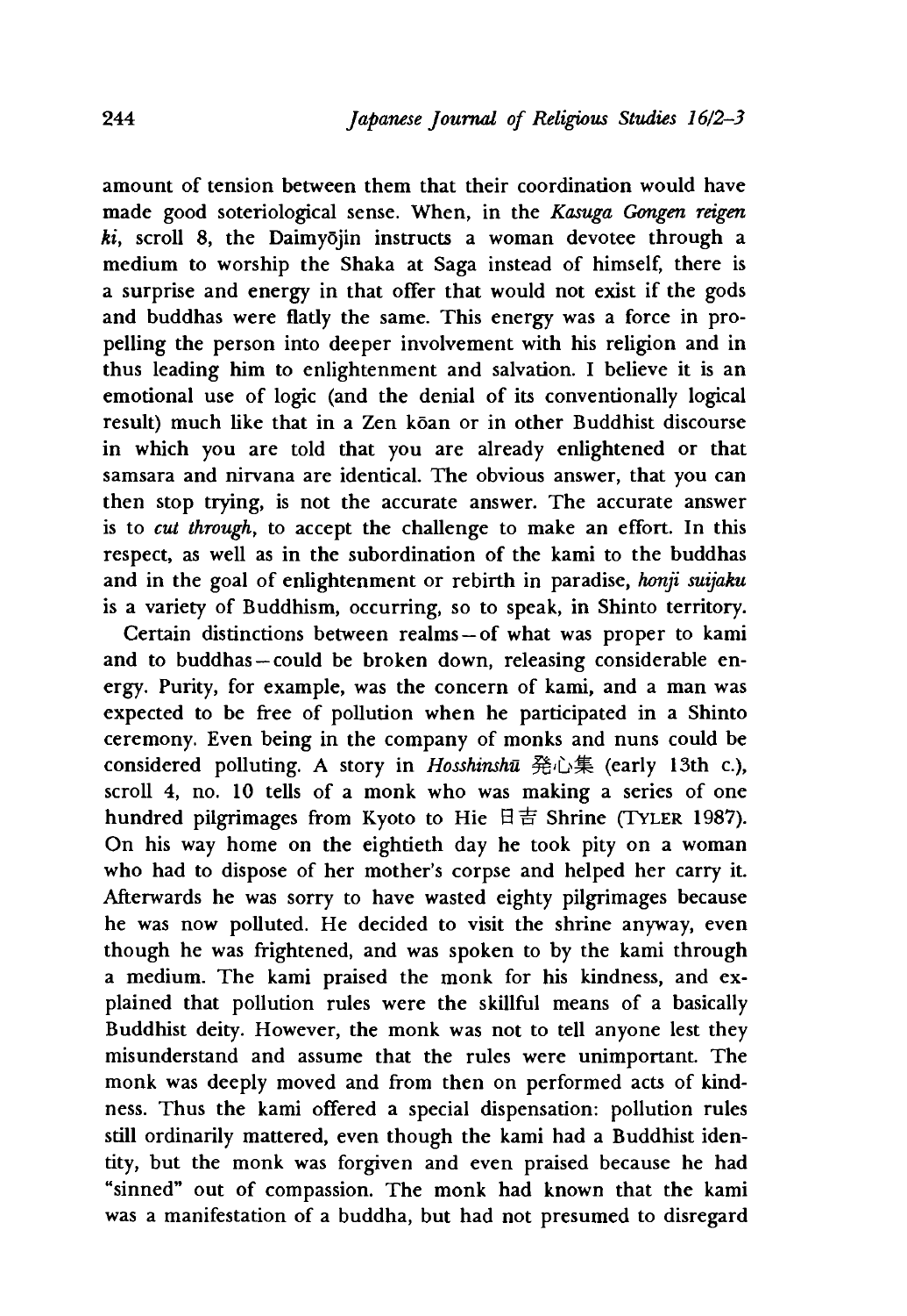amount of tension between them that their coordination would have made good soteriological sense. When, in the *Kasuga Gongen reigen ki*, scroll 8, the Daimyōjin instructs a woman devotee through a medium to worship the Shaka at Saga instead of himself, there is a surprise and energy in that offer that would not exist if the gods and buddhas were flatly the same. This energy was a force in propelling the person into deeper involvement with his religion and in thus leading him to enlightenment and salvation. I believe it is an emotional use of logic (and the denial of its conventionally logical result) much like that in a Zen kōan or in other Buddhist discourse in which you are told that you are already enlightened or that samsara and nirvana are identical. The obvious answer, that you can then stop trying, is not the accurate answer. The accurate answer is to *cut through*, to accept the challenge to make an effort. In this respect, as well as in the subordination of the kami to the buddhas and in the goal of enlightenment or rebirth in paradise, *honji suijaku* is a variety of Buddhism, occurring, so to speak, in Shinto territory.

Certain distinctions between realms—of what was proper to kami and to buddhas—could be broken down, releasing considerable energy. Purity, for example, was the concern of kami, and a man was expected to be free of pollution when he participated in a Shinto ceremony. Even being in the company of monks and nuns could be considered polluting. A story in *Hosshinshū* 発心集 (early 13th c.), scroll 4, no. 10 tells of a monk who was making a series of one hundred pilgrimages from Kyoto to Hie 日吉 Shrine (TYLER 1987). On his way home on the eightieth day he took pity on a woman who had to dispose of her mother's corpse and helped her carry it. Afterwards he was sorry to have wasted eighty pilgrimages because he was now polluted. He decided to visit the shrine anyway, even though he was frightened, and was spoken to by the kami through a medium. The kami praised the monk for his kindness, and explained that pollution rules were the skillful means of a basically Buddhist deity. However, the monk was not to tell anyone lest they misunderstand and assume that the rules were unimportant. The monk was deeply moved and from then on performed acts of kindness. Thus the kami offered a special dispensation: pollution rules still ordinarily mattered, even though the kami had a Buddhist identity, but the monk was forgiven and even praised because he had "sinned" out of compassion. The monk had known that the kami was a manifestation of a buddha, but had not presumed to disregard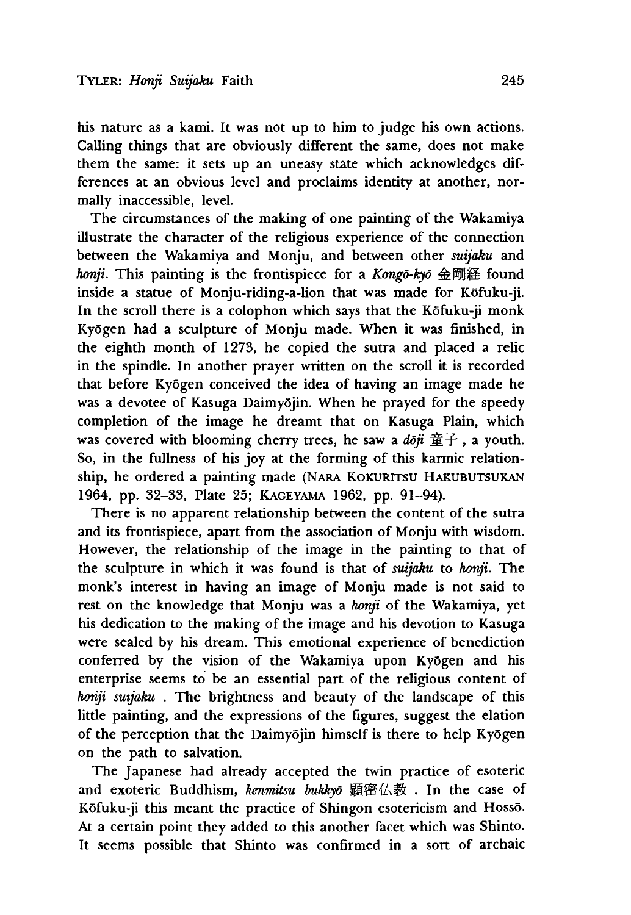his nature as a kami. It was not up to him to judge his own actions. Calling things that are obviously different the same, does not make them the same: it sets up an uneasy state which acknowledges differences at an obvious level and proclaims identity at another, normally inaccessible, level.

The circumstances of the making of one painting of the Wakamiya illustrate the character of the religious experience of the connection between the Wakamiya and Monju, and between other *suijaku* and *honji*. This painting is the frontispiece for a *Kongō-kyō* 金剛経 found inside a statue of Monju-riding-a-lion that was made for Kōfuku-ji. In the scroll there is a colophon which says that the Kōfuku-ji monk Kyōgen had a sculpture of Monju made. When it was finished, in the eighth month of 1273, he copied the sutra and placed a relic in the spindle. In another prayer written on the scroll it is recorded that before Kyōgen conceived the idea of having an image made he was a devotee of Kasuga Daimyōjin. When he prayed for the speedy completion of the image he dreamt that on Kasuga Plain, which was covered with blooming cherry trees, he saw a *dōji* 童子, a youth. So, in the fullness of his joy at the forming of this karmic relationship, he ordered a painting made (NARA KOKURITSU HAKUBUTSUKAN 1964, pp. 32–33, Plate 25; KAGEYAMA 1962, pp. 91–94).

There is no apparent relationship between the content of the sutra and its frontispiece, apart from the association of Monju with wisdom. However, the relationship of the image in the painting to that of the sculpture in which it was found is that of *suijaku* to *honji*. The monk's interest in having an image of Monju made is not said to rest on the knowledge that Monju was a *honji* of the Wakamiya, yet his dedication to the making of the image and his devotion to Kasuga were sealed by his dream. This emotional experience of benediction conferred by the vision of the Wakamiya upon Kyōgen and his enterprise seems to be an essential part of the religious content of *honji suijaku*. The brightness and beauty of the landscape of this little painting, and the expressions of the figures, suggest the elation of the perception that the Daimyōjin himself is there to help Kyōgen on the path to salvation.

The Japanese had already accepted the twin practice of esoteric and exoteric Buddhism, *kenmitsu bukkyō* 顕密仏教. In the case of Kōfuku-ji this meant the practice of Shingon esotericism and Hossō. At a certain point they added to this another facet which was Shinto. It seems possible that Shinto was confirmed in a sort of archaic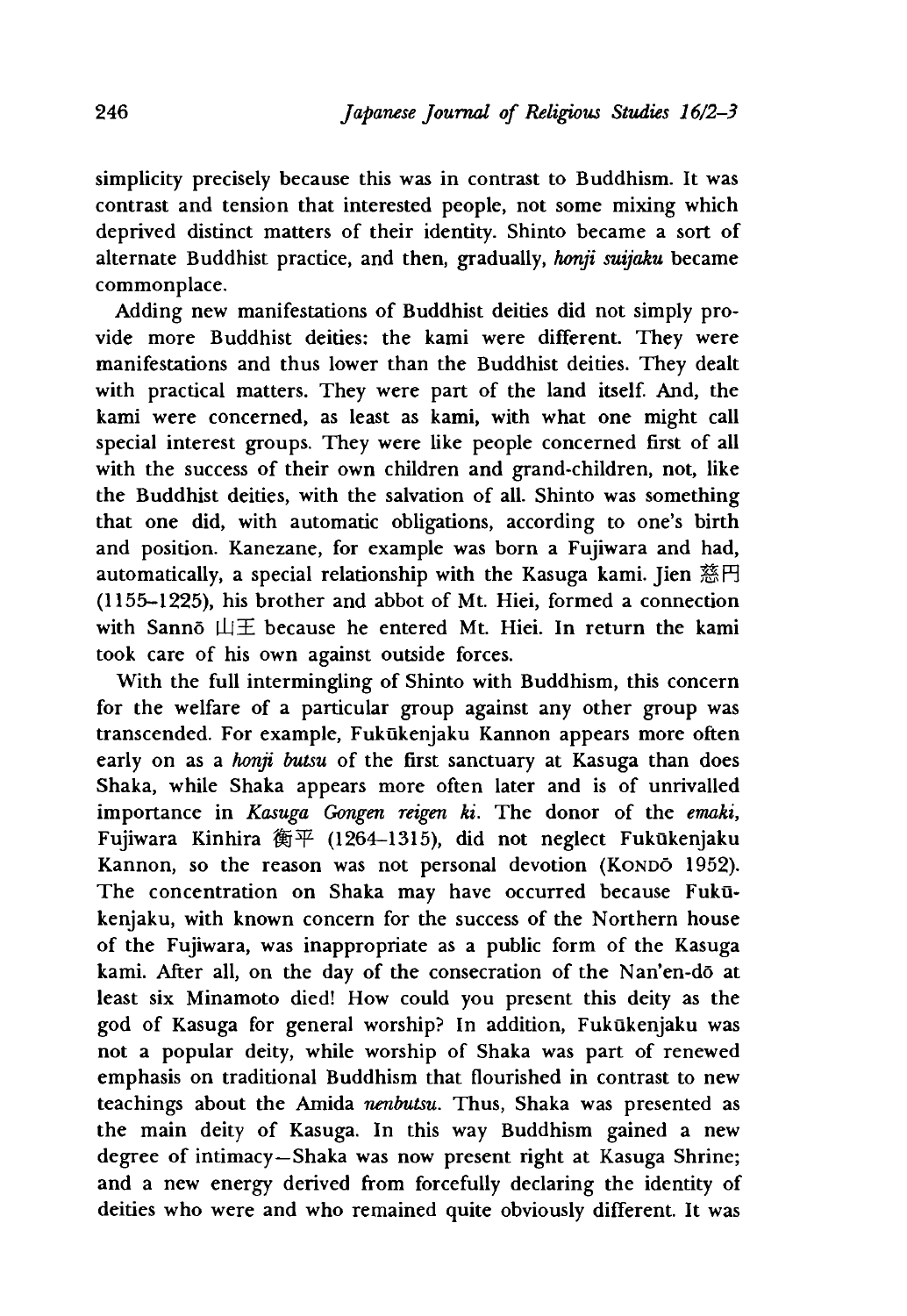simplicity precisely because this was in contrast to Buddhism. It was contrast and tension that interested people, not some mixing which deprived distinct matters of their identity. Shinto became a sort of alternate Buddhist practice, and then, gradually, *honji suijaku* became commonplace.

Adding new manifestations of Buddhist deities did not simply provide more Buddhist deities: the kami were different. They were manifestations and thus lower than the Buddhist deities. They dealt with practical matters. They were part of the land itself. And, the kami were concerned, as least as kami, with what one might call special interest groups. They were like people concerned first of all with the success of their own children and grand-children, not, like the Buddhist deities, with the salvation of all. Shinto was something that one did, with automatic obligations, according to one's birth and position. Kanezane, for example was born a Fujiwara and had, automatically, a special relationship with the Kasuga kami. Jien 慈円 (1155–1225), his brother and abbot of Mt. Hiei, formed a connection with Sannō 山王 because he entered Mt. Hiei. In return the kami took care of his own against outside forces.

With the full intermingling of Shinto with Buddhism, this concern for the welfare of a particular group against any other group was transcended. For example, Fukūkenjaku Kannon appears more often early on as a *honji butsu* of the first sanctuary at Kasuga than does Shaka, while Shaka appears more often later and is of unrivalled importance in *Kasuga Gongen reigen ki*. The donor of the *emaki*, Fujiwara Kinhira 衡平 (1264–1315), did not neglect Fukūkenjaku Kannon, so the reason was not personal devotion (KONDŌ 1952). The concentration on Shaka may have occurred because Fukūkenjaku, with known concern for the success of the Northern house of the Fujiwara, was inappropriate as a public form of the Kasuga kami. After all, on the day of the consecration of the Nan'en-dō at least six Minamoto died! How could you present this deity as the god of Kasuga for general worship? In addition, Fukūkenjaku was not a popular deity, while worship of Shaka was part of renewed emphasis on traditional Buddhism that flourished in contrast to new teachings about the Amida *nenbutsu*. Thus, Shaka was presented as the main deity of Kasuga. In this way Buddhism gained a new degree of intimacy—Shaka was now present right at Kasuga Shrine; and a new energy derived from forcefully declaring the identity of deities who were and who remained quite obviously different. It was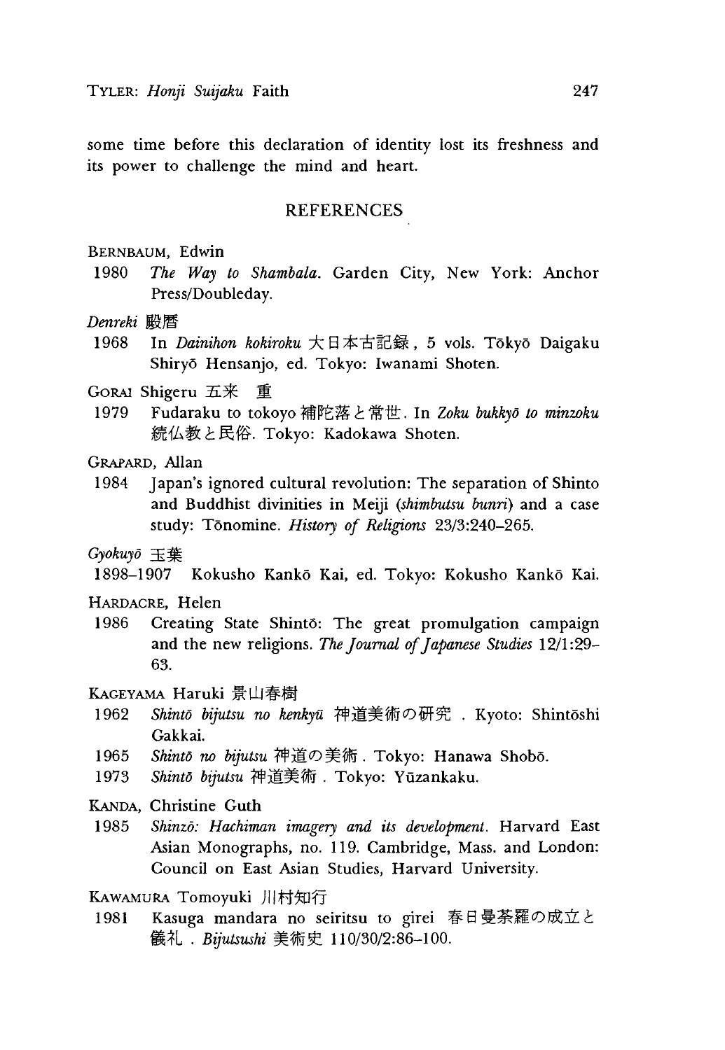some time before this declaration of identity lost its freshness and its power to challenge the mind and heart.

## REFERENCES

BERNBAUM, Edwin

1980 *The Way to Shambala*. Garden City, New York: Anchor Press/Doubleday.

*Denreki* 殿暦

1968 In *Dainihon kokiroku* 大日本古記録, 5 vols. Tōkyō Daigaku Shiryō Hensanjo, ed. Tokyo: Iwanami Shoten.

GORAI Shigeru 五来 重

1979 Fudaraku to tokoyo 補陀落と常世. In *Zoku bukkyō to minzoku* 続仏教と民俗. Tokyo: Kadokawa Shoten.

GRAPARD, Allan

1984 Japan's ignored cultural revolution: The separation of Shinto and Buddhist divinities in Meiji (*shimbutsu bunri*) and a case study: Tōnomine. *History of Religions* 23/3:240–265.

*Gyokuyō* 玉葉

1898–1907 Kokusho Kankō Kai, ed. Tokyo: Kokusho Kankō Kai.

HARDACRE, Helen

1986 Creating State Shintō: The great promulgation campaign and the new religions. *The Journal of Japanese Studies* 12/1:29–63.

KAGEYAMA Haruki 景山春樹

1962 *Shintō bijutsu no kenkyū* 神道美術の研究. Kyoto: Shintōshi Gakkai.

1965 *Shintō no bijutsu* 神道の美術. Tokyo: Hanawa Shobō.

1973 *Shintō bijutsu* 神道美術. Tokyo: Yūzankaku.

KANDA, Christine Guth

1985 *Shinzō: Hachiman imagery and its development*. Harvard East Asian Monographs, no. 119. Cambridge, Mass. and London: Council on East Asian Studies, Harvard University.

KAWAMURA Tomoyuki 川村知行

1981 Kasuga mandara no seiritsu to girei 春日曼荼羅の成立と儀礼. *Bijutsushi* 美術史 110/30/2:86–100.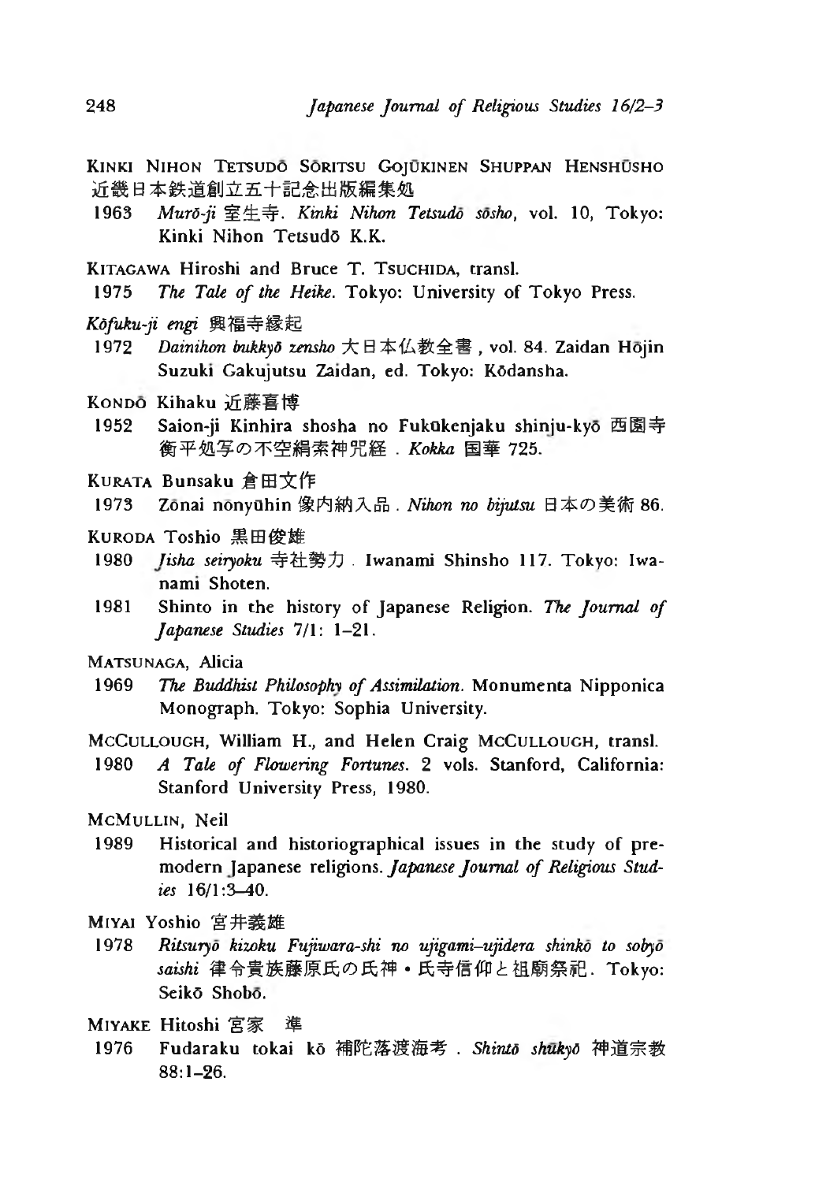KINKI NIHON TETSUDŌ SŌRITSU GOJŪKINEN SHUPPAN HENSHŪSHO 近畿日本鉄道創立五十記念出版編集処

1963 *Murō-ji* 室生寺. *Kinki Nihon Tetsudō sōsho*, vol. 10, Tokyo: Kinki Nihon Tetsudō K.K.

KITAGAWA Hiroshi and Bruce T. TSUCHIDA, transl.

1975 *The Tale of the Heike*. Tokyo: University of Tokyo Press.

*Kōfuku-ji engi* 興福寺縁起

1972 *Dainihon bukkyō zensho* 大日本仏教全書, vol. 84. Zaidan Hōjin Suzuki Gakujutsu Zaidan, ed. Tokyo: Kōdansha.

KONDŌ Kihaku 近藤喜博

1952 Saion-ji Kinhira shosha no Fukūkenjaku shinju-kyō 西園寺衡平処写の不空絹索神咒経. *Kokka* 国華 725.

KURATA Bunsaku 倉田文作

1973 Zōnai nōnyūhin 像内納入品. *Nihon no bijutsu* 日本の美術 86.

KURODA Toshio 黒田俊雄

1980 *Jisha seiryoku* 寺社勢力. Iwanami Shinsho 117. Tokyo: Iwanami Shoten.

1981 Shinto in the history of Japanese Religion. *The Journal of Japanese Studies* 7/1: 1–21.

MATSUNAGA, Alicia

1969 *The Buddhist Philosophy of Assimilation*. Monumenta Nipponica Monograph. Tokyo: Sophia University.

MCCULLOUGH, William H., and Helen Craig MCCULLOUGH, transl.

1980 *A Tale of Flowering Fortunes*. 2 vols. Stanford, California: Stanford University Press, 1980.

MCMULLIN, Neil

1989 Historical and historiographical issues in the study of premodern Japanese religions. *Japanese Journal of Religious Studies* 16/1:3–40.

MIYAI Yoshio 宮井義雄

1978 *Ritsuryō kizoku Fujiwara-shi no ujigami–ujidera shinkō to sobyō saishi* 律令貴族藤原氏の氏神・氏寺信仰と祖廟祭祀. Tokyo: Seikō Shobō.

MIYAKE Hitoshi 宮家 準

1976 Fudaraku tokai kō 補陀落渡海考. *Shintō shūkyō* 神道宗教 88:1–26.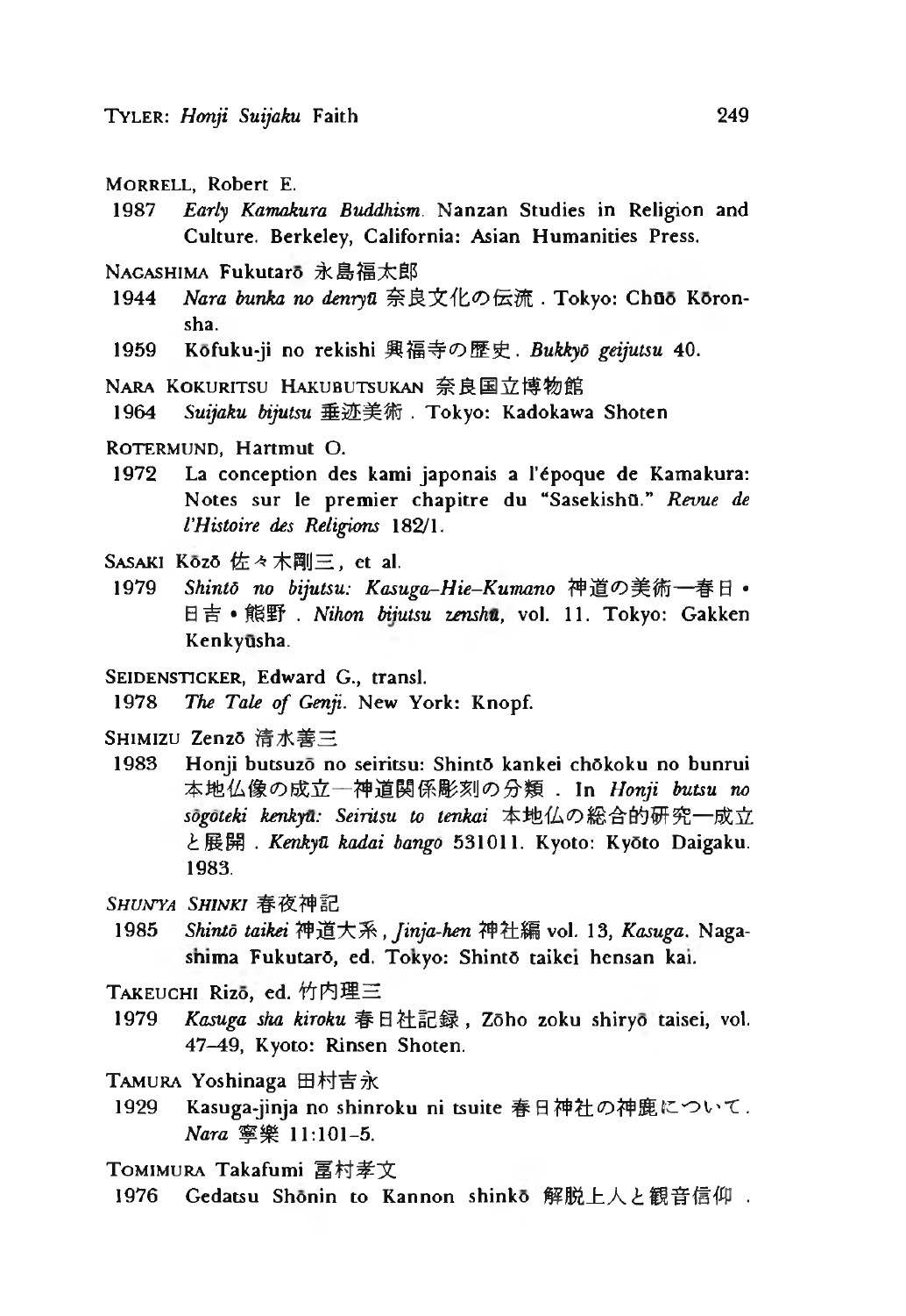MORRELL, Robert E.

1987 *Early Kamakura Buddhism*. Nanzan Studies in Religion and Culture. Berkeley, California: Asian Humanities Press.

NAGASHIMA Fukutarō 永島福太郎

1944 *Nara bunka no denryū* 奈良文化の伝流. Tokyo: Chūō Kōron-sha.

1959 Kōfuku-ji no rekishi 興福寺の歴史. *Bukkyō geijutsu* 40.

NARA KOKURITSU HAKUBUTSUKAN 奈良国立博物館

1964 *Suijaku bijutsu* 垂迹美術. Tokyo: Kadokawa Shoten

ROTERMUND, Hartmut O.

1972 La conception des kami japonais a l'époque de Kamakura: Notes sur le premier chapitre du "Sasekishū." *Revue de l'Histoire des Religions* 182/1.

SASAKI Kōzō 佐々木剛三, et al.

1979 *Shintō no bijutsu: Kasuga–Hie–Kumano* 神道の美術—春日•日吉•熊野. *Nihon bijutsu zenshū*, vol. 11. Tokyo: Gakken Kenkyūsha.

SEIDENSTICKER, Edward G., transl.

1978 *The Tale of Genji*. New York: Knopf.

SHIMIZU Zenzō 清水善三

1983 Honji butsuzō no seiritsu: Shintō kankei chōkoku no bunrui 本地仏像の成立—神道関係彫刻の分類. In *Honji butsu no sōgōteki kenkyū: Seiritsu to tenkai* 本地仏の総合的研究—成立と展開. *Kenkyū kadai bango* 531011. Kyoto: Kyōto Daigaku. 1983.

*SHUN'YA SHINKI* 春夜神記

1985 *Shintō taikei* 神道大系, *Jinja-hen* 神社編 vol. 13, *Kasuga*. Nagashima Fukutarō, ed. Tokyo: Shintō taikei hensan kai.

TAKEUCHI Rizō, ed. 竹内理三

1979 *Kasuga sha kiroku* 春日社記録, Zōho zoku shiryō taisei, vol. 47–49, Kyoto: Rinsen Shoten.

TAMURA Yoshinaga 田村吉永

1929 Kasuga-jinja no shinroku ni tsuite 春日神社の神鹿について. *Nara* 寧樂 11:101–5.

TOMIMURA Takafumi 冨村孝文

1976 Gedatsu Shōnin to Kannon shinkō 解脱上人と観音信仰.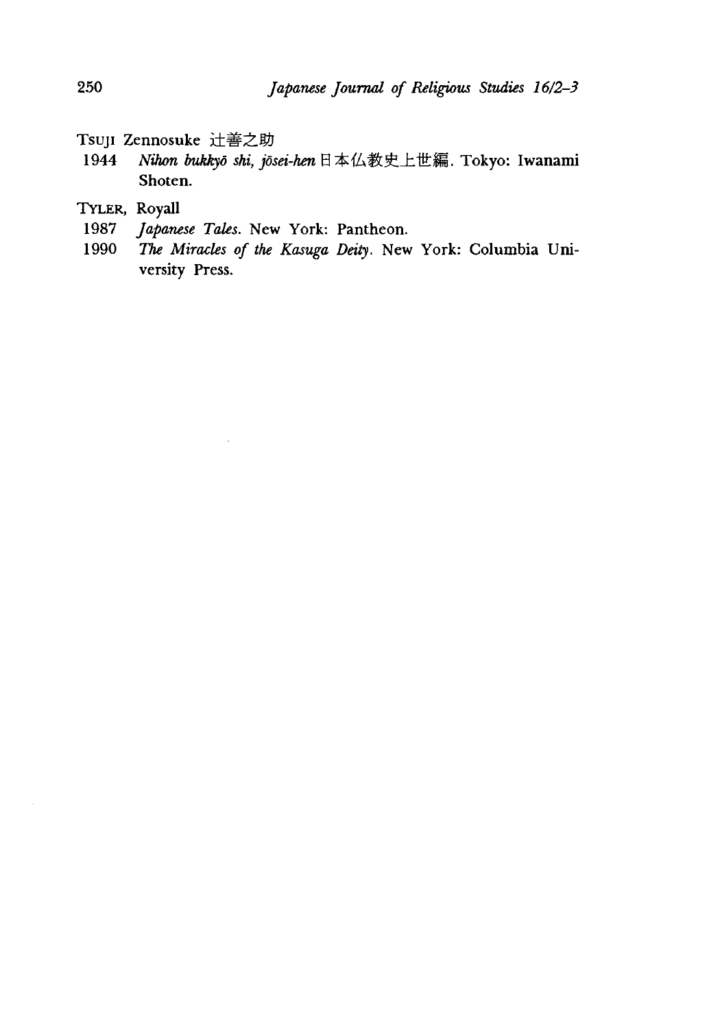TSUJI Zennosuke 辻善之助

1944 *Nihon bukkyō shi, jōsei-hen* 日本仏教史上世編. Tokyo: Iwanami Shoten.

TYLER, Royall

1987 *Japanese Tales*. New York: Pantheon.

1990 *The Miracles of the Kasuga Deity*. New York: Columbia University Press.